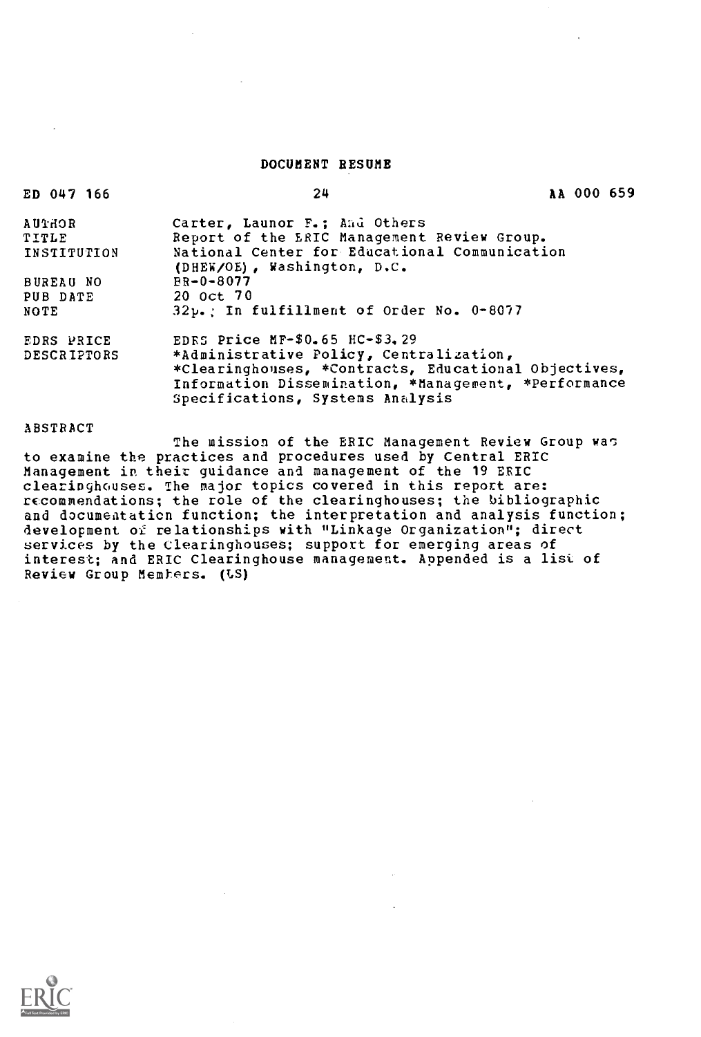# DOCUMENT RESUME

| ED 047 166 | 24 | AA 000 659 |
|---|---|---|
| AUTHOR | Carter, Launor F.; And Others | |
| TITLE | Report of the ERIC Management Review Group. | |
| INSTITUTION | National Center for Educational Communication (DHEW/OE), Washington, D.C. | |
| BUREAU NO | BR-0-8077 | |
| PUB DATE | 20 Oct 70 | |
| NOTE | 32p.; In fulfillment of Order No. 0-8077 | |
| EDRS PRICE | EDRS Price MF-$0.65 HC-$3.29 | |
| DESCRIPTORS | *Administrative Policy, Centralization, *Clearinghouses, *Contracts, Educational Objectives, Information Dissemination, *Management, *Performance Specifications, Systems Analysis | |

ABSTRACT

The mission of the ERIC Management Review Group was to examine the practices and procedures used by Central ERIC Management in their guidance and management of the 19 ERIC clearinghouses. The major topics covered in this report are: recommendations; the role of the clearinghouses; the bibliographic and documentation function; the interpretation and analysis function; development of relationships with "Linkage Organization"; direct services by the Clearinghouses; support for emerging areas of interest; and ERIC Clearinghouse management. Appended is a list of Review Group Members. (LS)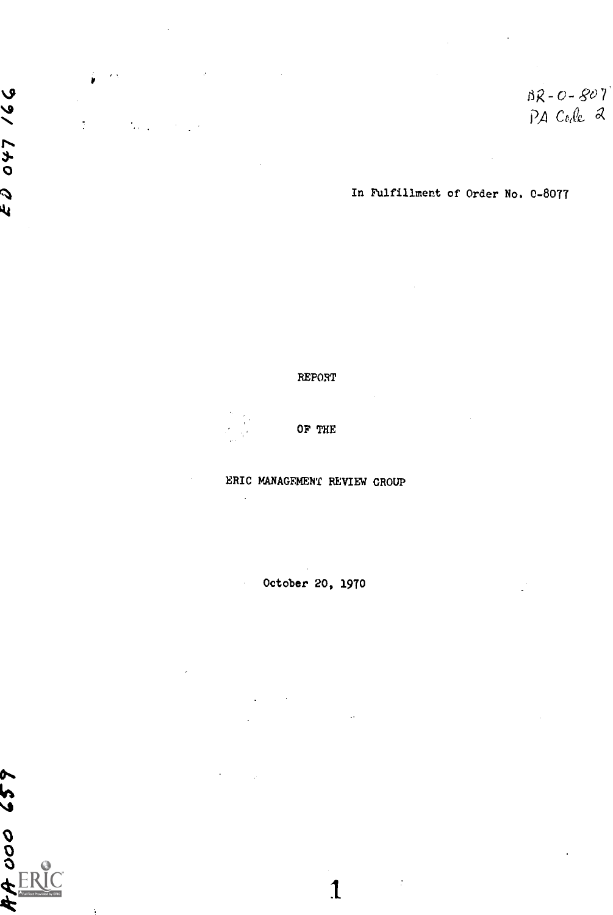BR-0-8077
PA Code 2

In Fulfillment of Order No. 0-8077

REPORT

OF THE

ERIC MANAGEMENT REVIEW GROUP

October 20, 1970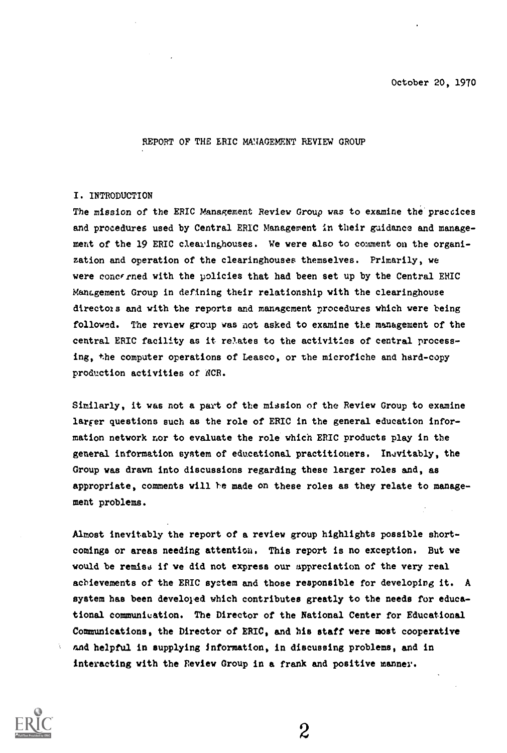October 20, 1970

REPORT OF THE ERIC MANAGEMENT REVIEW GROUP

## I. INTRODUCTION

The mission of the ERIC Management Review Group was to examine the practices and procedures used by Central ERIC Management in their guidance and management of the 19 ERIC clearinghouses. We were also to comment on the organization and operation of the clearinghouses themselves. Primarily, we were concerned with the policies that had been set up by the Central ERIC Management Group in defining their relationship with the clearinghouse directors and with the reports and management procedures which were being followed. The review group was not asked to examine the management of the central ERIC facility as it relates to the activities of central processing, the computer operations of Leasco, or the microfiche and hard-copy production activities of NCR.

Similarly, it was not a part of the mission of the Review Group to examine larger questions such as the role of ERIC in the general education information network nor to evaluate the role which ERIC products play in the general information system of educational practitioners. Inevitably, the Group was drawn into discussions regarding these larger roles and, as appropriate, comments will be made on these roles as they relate to management problems.

Almost inevitably the report of a review group highlights possible shortcomings or areas needing attention. This report is no exception. But we would be remiss if we did not express our appreciation of the very real achievements of the ERIC system and those responsible for developing it. A system has been developed which contributes greatly to the needs for educational communication. The Director of the National Center for Educational Communications, the Director of ERIC, and his staff were most cooperative and helpful in supplying information, in discussing problems, and in interacting with the Review Group in a frank and positive manner.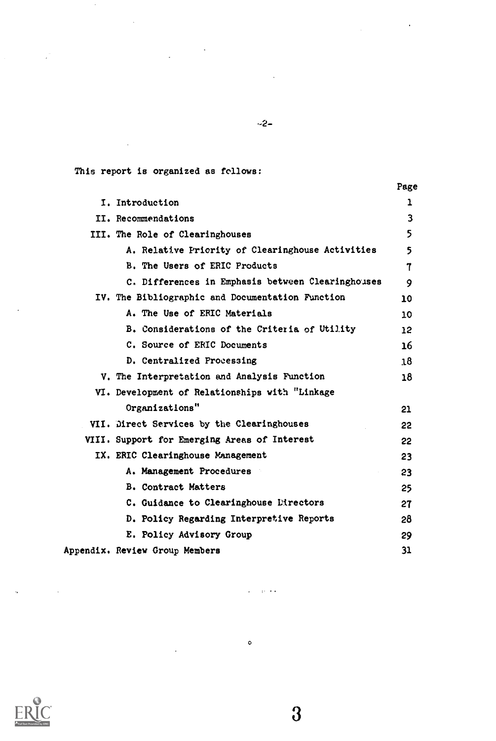This report is organized as follows:

| | Page |
|---|---|
| I. Introduction | 1 |
| II. Recommendations | 3 |
| III. The Role of Clearinghouses | 5 |
| A. Relative Priority of Clearinghouse Activities | 5 |
| B. The Users of ERIC Products | 7 |
| C. Differences in Emphasis between Clearinghouses | 9 |
| IV. The Bibliographic and Documentation Function | 10 |
| A. The Use of ERIC Materials | 10 |
| B. Considerations of the Criteria of Utility | 12 |
| C. Source of ERIC Documents | 16 |
| D. Centralized Processing | 18 |
| V. The Interpretation and Analysis Function | 18 |
| VI. Development of Relationships with "Linkage Organizations" | 21 |
| VII. Direct Services by the Clearinghouses | 22 |
| VIII. Support for Emerging Areas of Interest | 22 |
| IX. ERIC Clearinghouse Management | 23 |
| A. Management Procedures | 23 |
| B. Contract Matters | 25 |
| C. Guidance to Clearinghouse Directors | 27 |
| D. Policy Regarding Interpretive Reports | 28 |
| E. Policy Advisory Group | 29 |
| Appendix. Review Group Members | 31 |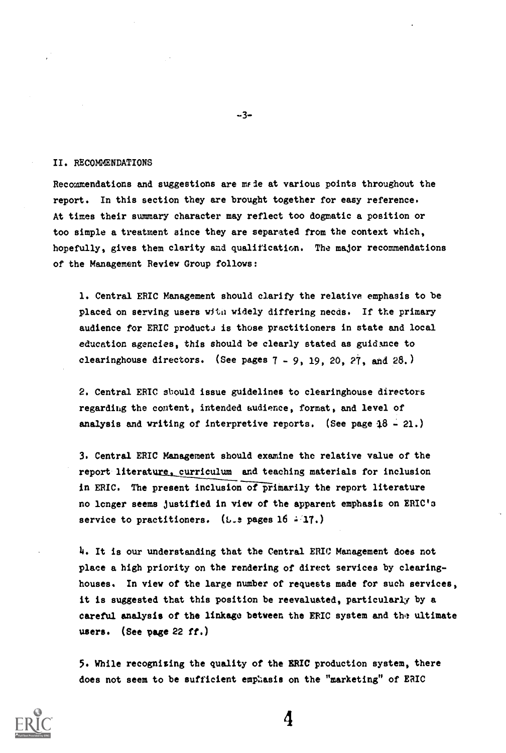## II. RECOMMENDATIONS

Recommendations and suggestions are made at various points throughout the report. In this section they are brought together for easy reference. At times their summary character may reflect too dogmatic a position or too simple a treatment since they are separated from the context which, hopefully, gives them clarity and qualification. The major recommendations of the Management Review Group follows:

1. Central ERIC Management should clarify the relative emphasis to be placed on serving users with widely differing needs. If the primary audience for ERIC products is those practitioners in state and local education agencies, this should be clearly stated as guidance to clearinghouse directors. (See pages 7 - 9, 19, 20, 27, and 28.)

2. Central ERIC should issue guidelines to clearinghouse directors regarding the content, intended audience, format, and level of analysis and writing of interpretive reports. (See page 18 - 21.)

3. Central ERIC Management should examine the relative value of the report literature, curriculum and teaching materials for inclusion in ERIC. The present inclusion of primarily the report literature no longer seems justified in view of the apparent emphasis on ERIC's service to practitioners. (See pages 16 - 17.)

4. It is our understanding that the Central ERIC Management does not place a high priority on the rendering of direct services by clearinghouses. In view of the large number of requests made for such services, it is suggested that this position be reevaluated, particularly by a careful analysis of the linkage between the ERIC system and the ultimate users. (See page 22 ff.)

5. While recognizing the quality of the ERIC production system, there does not seem to be sufficient emphasis on the "marketing" of ERIC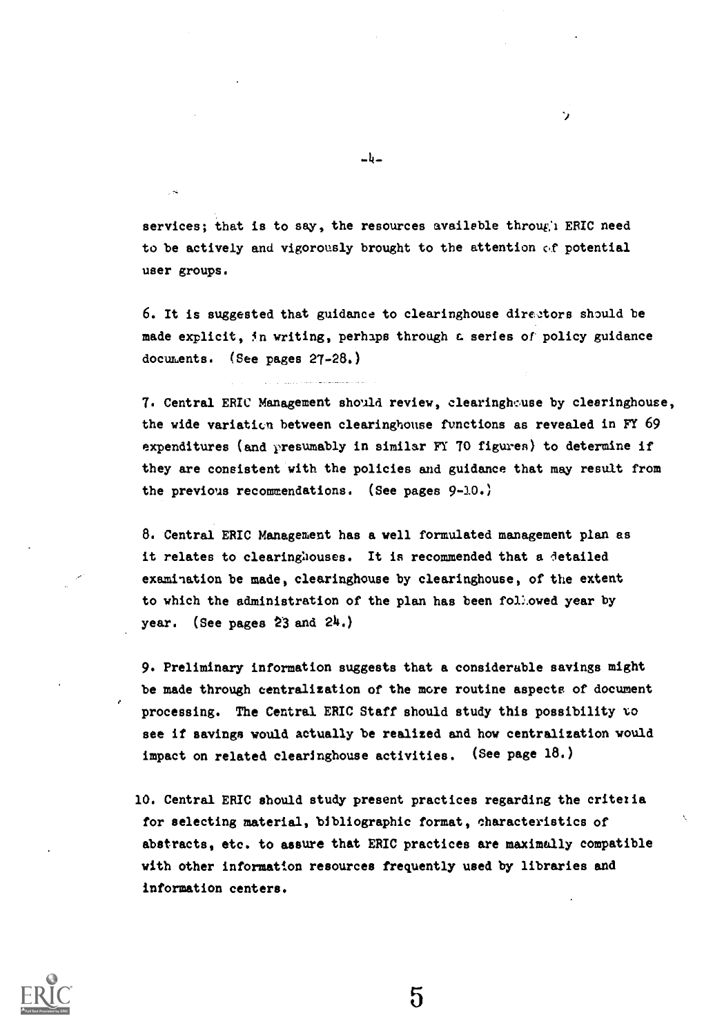services; that is to say, the resources available through ERIC need to be actively and vigorously brought to the attention of potential user groups.

6. It is suggested that guidance to clearinghouse directors should be made explicit, in writing, perhaps through a series of policy guidance documents. (See pages 27-28.)

7. Central ERIC Management should review, clearinghouse by clearinghouse, the wide variation between clearinghouse functions as revealed in FY 69 expenditures (and presumably in similar FY 70 figures) to determine if they are consistent with the policies and guidance that may result from the previous recommendations. (See pages 9-10.)

8. Central ERIC Management has a well formulated management plan as it relates to clearinghouses. It is recommended that a detailed examination be made, clearinghouse by clearinghouse, of the extent to which the administration of the plan has been followed year by year. (See pages 23 and 24.)

9. Preliminary information suggests that a considerable savings might be made through centralization of the more routine aspects of document processing. The Central ERIC Staff should study this possibility to see if savings would actually be realized and how centralization would impact on related clearinghouse activities. (See page 18.)

10. Central ERIC should study present practices regarding the criteria for selecting material, bibliographic format, characteristics of abstracts, etc. to assure that ERIC practices are maximally compatible with other information resources frequently used by libraries and information centers.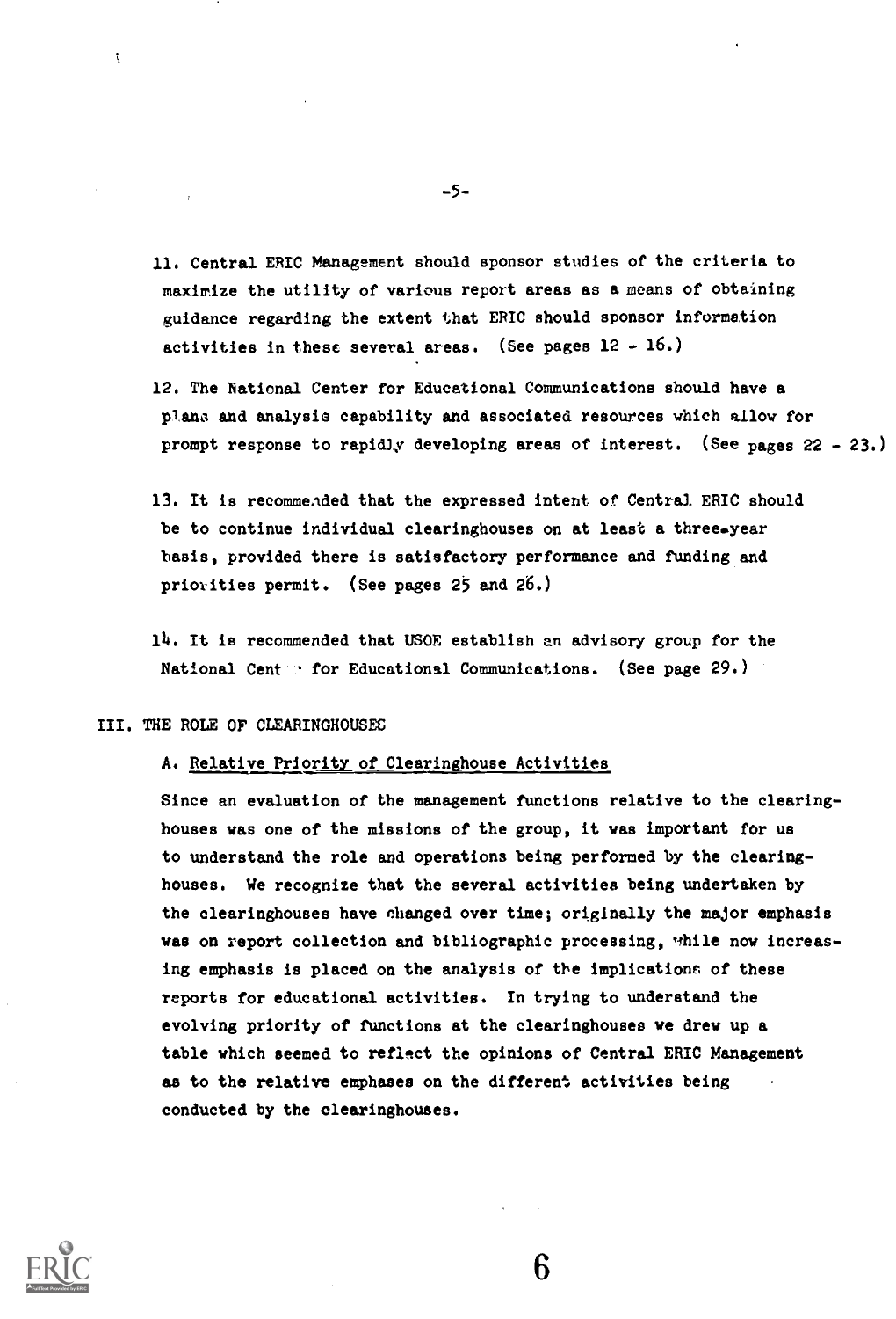11. Central ERIC Management should sponsor studies of the criteria to maximize the utility of various report areas as a means of obtaining guidance regarding the extent that ERIC should sponsor information activities in these several areas. (See pages 12 - 16.)

12. The National Center for Educational Communications should have a plans and analysis capability and associated resources which allow for prompt response to rapidly developing areas of interest. (See pages 22 - 23.)

13. It is recommended that the expressed intent of Central ERIC should be to continue individual clearinghouses on at least a three-year basis, provided there is satisfactory performance and funding and priorities permit. (See pages 25 and 26.)

14. It is recommended that USOE establish an advisory group for the National Cent · for Educational Communications. (See page 29.)

## III. THE ROLE OF CLEARINGHOUSES

### A. Relative Priority of Clearinghouse Activities

Since an evaluation of the management functions relative to the clearinghouses was one of the missions of the group, it was important for us to understand the role and operations being performed by the clearinghouses. We recognize that the several activities being undertaken by the clearinghouses have changed over time; originally the major emphasis was on report collection and bibliographic processing, while now increasing emphasis is placed on the analysis of the implications of these reports for educational activities. In trying to understand the evolving priority of functions at the clearinghouses we drew up a table which seemed to reflect the opinions of Central ERIC Management as to the relative emphases on the different activities being conducted by the clearinghouses.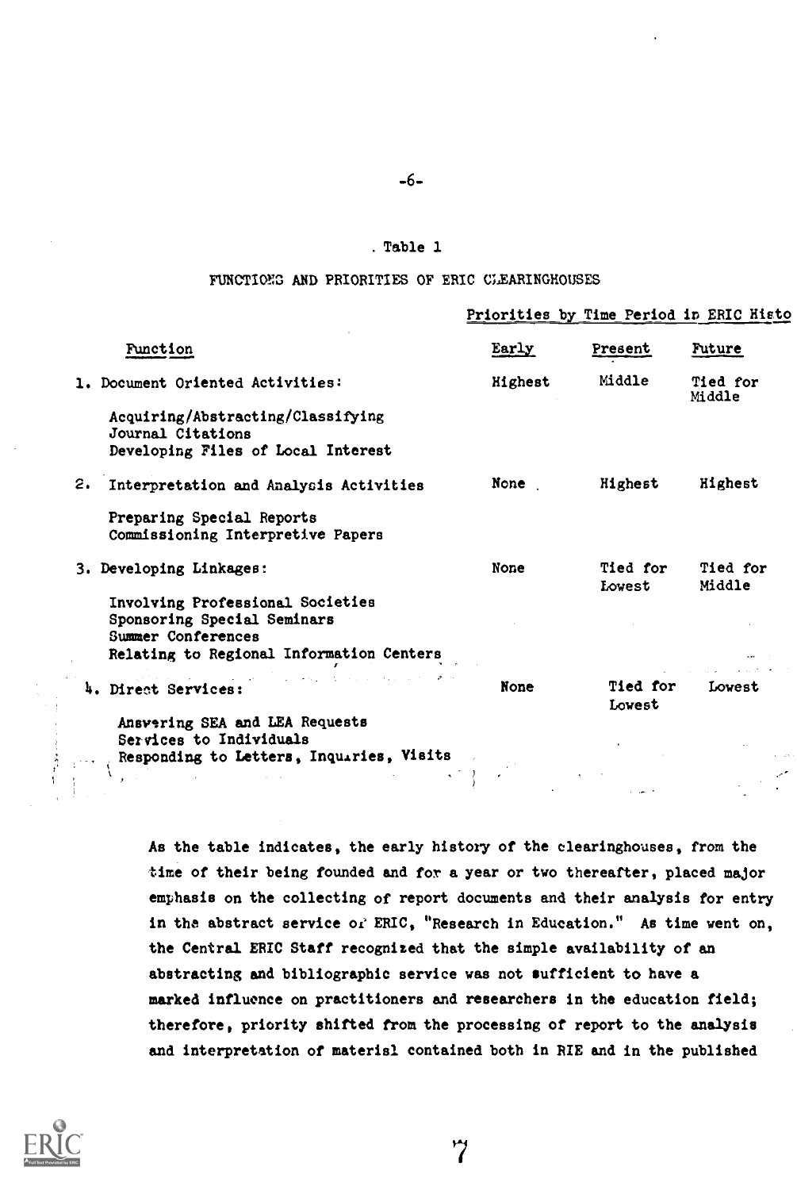Table 1

FUNCTIONS AND PRIORITIES OF ERIC CLEARINGHOUSES

| Function | Priorities by Time Period in ERIC Histo | | |
|---|---|---|---|
| | Early | Present | Future |
| 1. Document Oriented Activities: | Highest | Middle | Tied for Middle |
| Acquiring/Abstracting/Classifying<br>Journal Citations<br>Developing Files of Local Interest | | | |
| 2. Interpretation and Analysis Activities | None | Highest | Highest |
| Preparing Special Reports<br>Commissioning Interpretive Papers | | | |
| 3. Developing Linkages: | None | Tied for Lowest | Tied for Middle |
| Involving Professional Societies<br>Sponsoring Special Seminars<br>Summer Conferences<br>Relating to Regional Information Centers | | | |
| 4. Direct Services: | None | Tied for Lowest | Lowest |
| Answering SEA and LEA Requests<br>Services to Individuals<br>Responding to Letters, Inquiries, Visits | | | |

As the table indicates, the early history of the clearinghouses, from the time of their being founded and for a year or two thereafter, placed major emphasis on the collecting of report documents and their analysis for entry in the abstract service of ERIC, "Research in Education." As time went on, the Central ERIC Staff recognized that the simple availability of an abstracting and bibliographic service was not sufficient to have a marked influence on practitioners and researchers in the education field; therefore, priority shifted from the processing of report to the analysis and interpretation of material contained both in RIE and in the published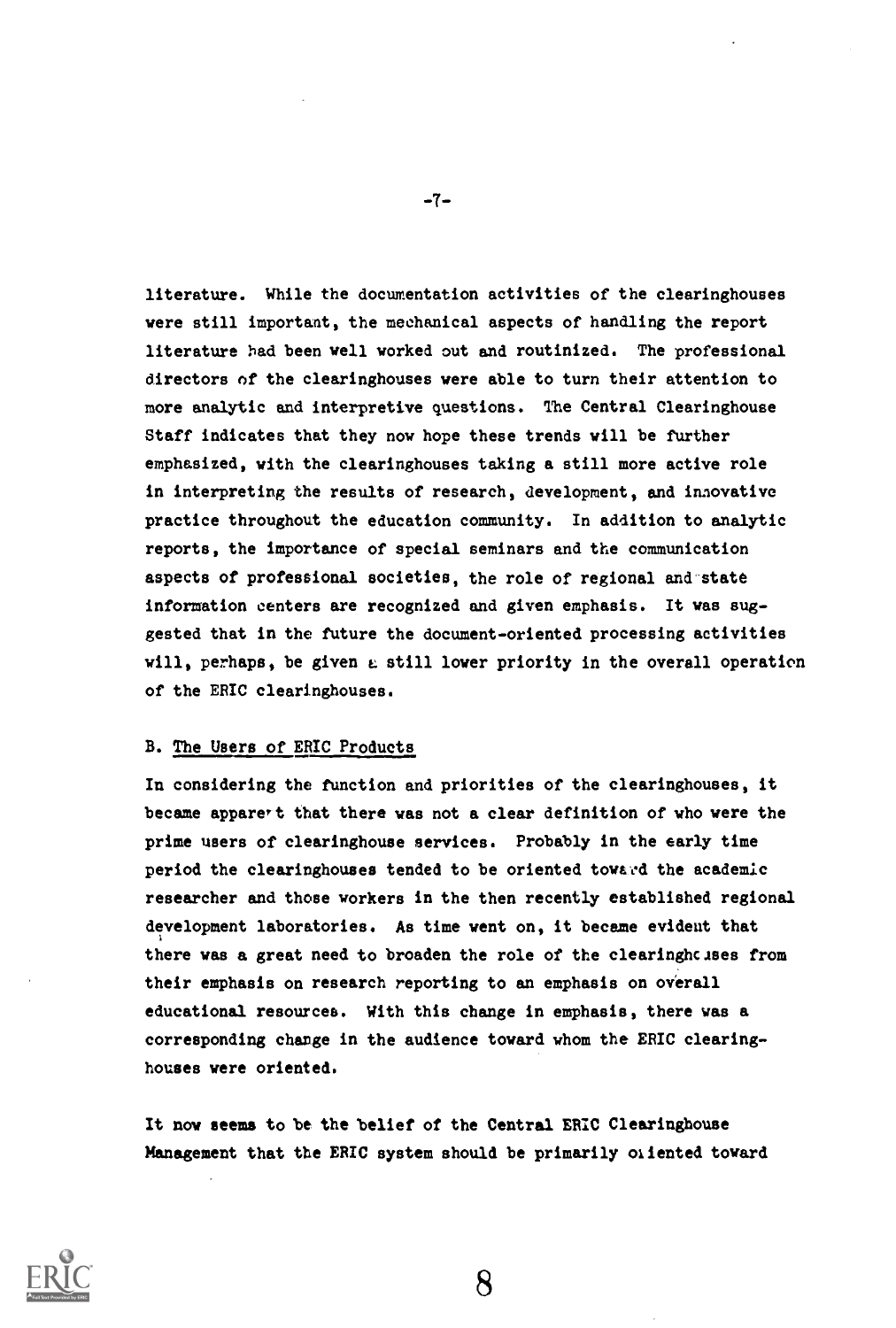literature. While the documentation activities of the clearinghouses were still important, the mechanical aspects of handling the report literature had been well worked out and routinized. The professional directors of the clearinghouses were able to turn their attention to more analytic and interpretive questions. The Central Clearinghouse Staff indicates that they now hope these trends will be further emphasized, with the clearinghouses taking a still more active role in interpreting the results of research, development, and innovative practice throughout the education community. In addition to analytic reports, the importance of special seminars and the communication aspects of professional societies, the role of regional and state information centers are recognized and given emphasis. It was suggested that in the future the document-oriented processing activities will, perhaps, be given a still lower priority in the overall operation of the ERIC clearinghouses.

### B. The Users of ERIC Products

In considering the function and priorities of the clearinghouses, it became apparent that there was not a clear definition of who were the prime users of clearinghouse services. Probably in the early time period the clearinghouses tended to be oriented toward the academic researcher and those workers in the then recently established regional development laboratories. As time went on, it became evident that there was a great need to broaden the role of the clearinghouses from their emphasis on research reporting to an emphasis on overall educational resources. With this change in emphasis, there was a corresponding change in the audience toward whom the ERIC clearinghouses were oriented.

It now seems to be the belief of the Central ERIC Clearinghouse Management that the ERIC system should be primarily oriented toward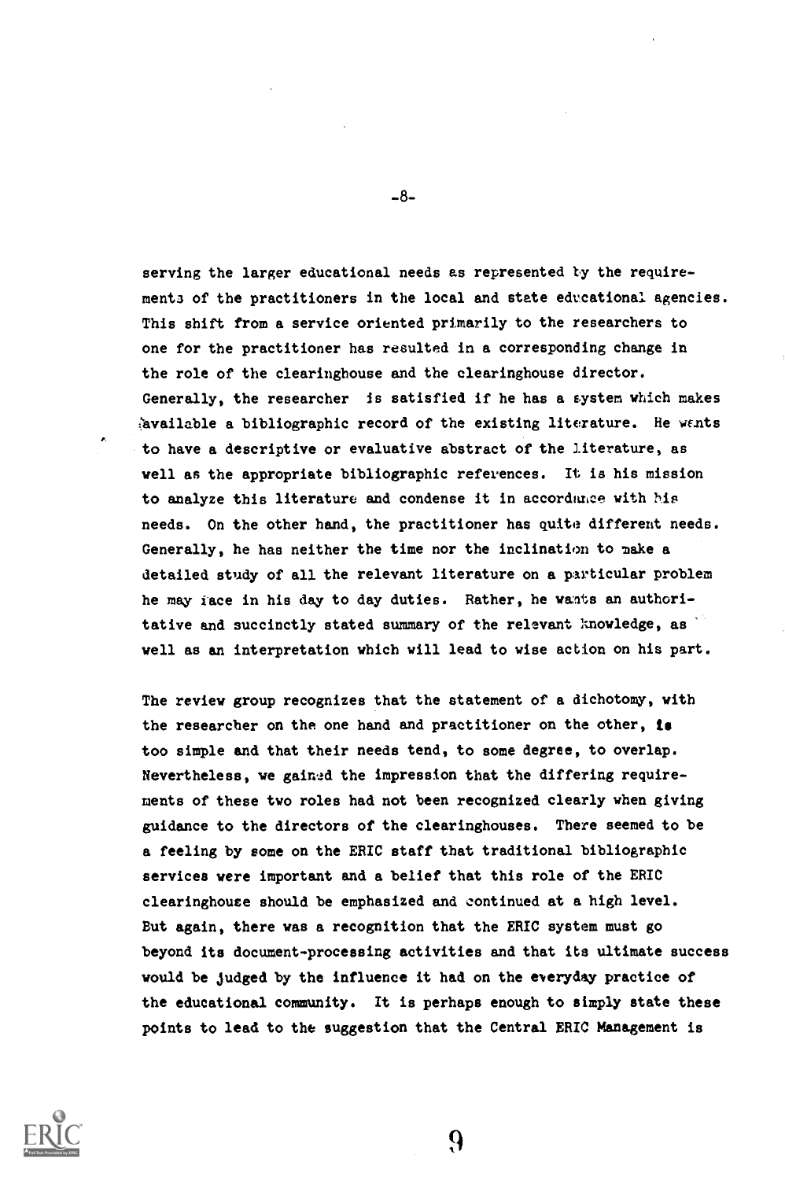serving the larger educational needs as represented by the requirements of the practitioners in the local and state educational agencies. This shift from a service oriented primarily to the researchers to one for the practitioner has resulted in a corresponding change in the role of the clearinghouse and the clearinghouse director. Generally, the researcher is satisfied if he has a system which makes available a bibliographic record of the existing literature. He wants to have a descriptive or evaluative abstract of the literature, as well as the appropriate bibliographic references. It is his mission to analyze this literature and condense it in accordance with his needs. On the other hand, the practitioner has quite different needs. Generally, he has neither the time nor the inclination to make a detailed study of all the relevant literature on a particular problem he may face in his day to day duties. Rather, he wants an authoritative and succinctly stated summary of the relevant knowledge, as well as an interpretation which will lead to wise action on his part.

The review group recognizes that the statement of a dichotomy, with the researcher on the one hand and practitioner on the other, is too simple and that their needs tend, to some degree, to overlap. Nevertheless, we gained the impression that the differing requirements of these two roles had not been recognized clearly when giving guidance to the directors of the clearinghouses. There seemed to be a feeling by some on the ERIC staff that traditional bibliographic services were important and a belief that this role of the ERIC clearinghouse should be emphasized and continued at a high level. But again, there was a recognition that the ERIC system must go beyond its document-processing activities and that its ultimate success would be judged by the influence it had on the everyday practice of the educational community. It is perhaps enough to simply state these points to lead to the suggestion that the Central ERIC Management is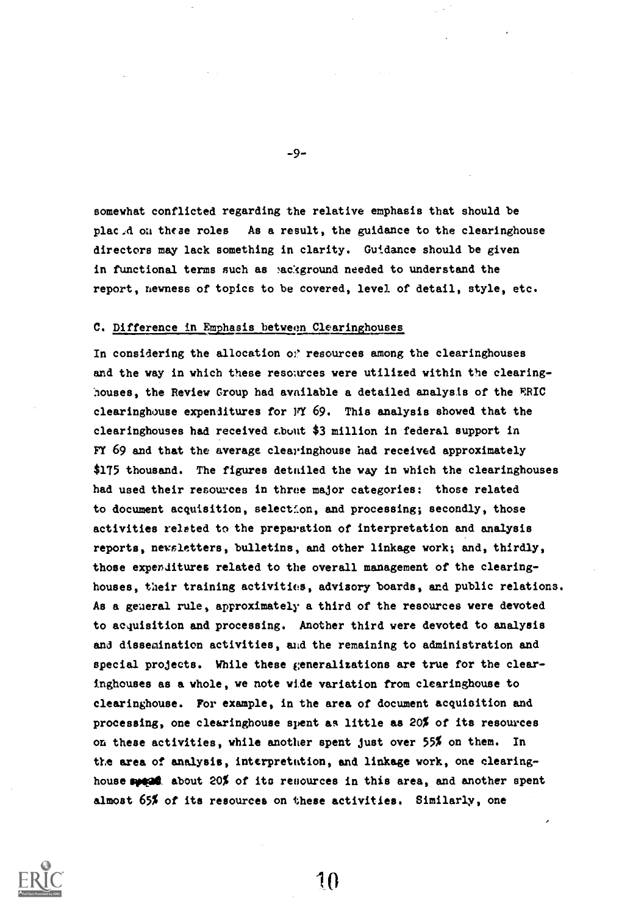somewhat conflicted regarding the relative emphasis that should be placed on these roles As a result, the guidance to the clearinghouse directors may lack something in clarity. Guidance should be given in functional terms such as background needed to understand the report, newness of topics to be covered, level of detail, style, etc.

### C. Difference in Emphasis between Clearinghouses

In considering the allocation of resources among the clearinghouses and the way in which these resources were utilized within the clearinghouses, the Review Group had available a detailed analysis of the ERIC clearinghouse expenditures for FY 69. This analysis showed that the clearinghouses had received about $3 million in federal support in FY 69 and that the average clearinghouse had received approximately $175 thousand. The figures detailed the way in which the clearinghouses had used their resources in three major categories: those related to document acquisition, selection, and processing; secondly, those activities related to the preparation of interpretation and analysis reports, newsletters, bulletins, and other linkage work; and, thirdly, those expenditures related to the overall management of the clearinghouses, their training activities, advisory boards, and public relations. As a general rule, approximately a third of the resources were devoted to acquisition and processing. Another third were devoted to analysis and dissemination activities, and the remaining to administration and special projects. While these generalizations are true for the clearinghouses as a whole, we note wide variation from clearinghouse to clearinghouse. For example, in the area of document acquisition and processing, one clearinghouse spent as little as 20% of its resources on these activities, while another spent just over 55% on them. In the area of analysis, interpretation, and linkage work, one clearinghouse spent about 20% of its resources in this area, and another spent almost 65% of its resources on these activities. Similarly, one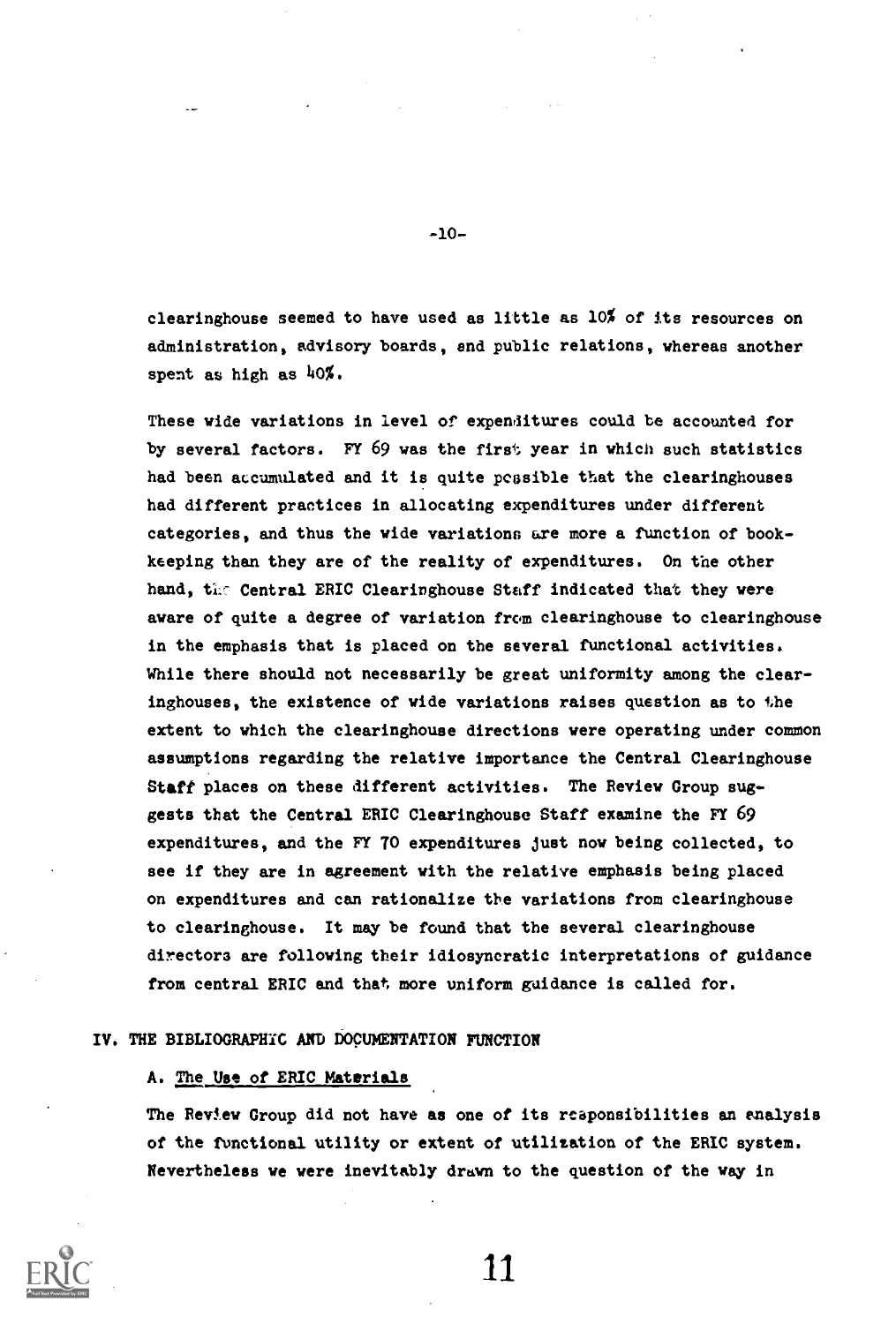clearinghouse seemed to have used as little as 10% of its resources on administration, advisory boards, and public relations, whereas another spent as high as 40%.

These wide variations in level of expenditures could be accounted for by several factors. FY 69 was the first year in which such statistics had been accumulated and it is quite possible that the clearinghouses had different practices in allocating expenditures under different categories, and thus the wide variations are more a function of bookkeeping than they are of the reality of expenditures. On the other hand, the Central ERIC Clearinghouse Staff indicated that they were aware of quite a degree of variation from clearinghouse to clearinghouse in the emphasis that is placed on the several functional activities. While there should not necessarily be great uniformity among the clearinghouses, the existence of wide variations raises question as to the extent to which the clearinghouse directions were operating under common assumptions regarding the relative importance the Central Clearinghouse Staff places on these different activities. The Review Group suggests that the Central ERIC Clearinghouse Staff examine the FY 69 expenditures, and the FY 70 expenditures just now being collected, to see if they are in agreement with the relative emphasis being placed on expenditures and can rationalize the variations from clearinghouse to clearinghouse. It may be found that the several clearinghouse directors are following their idiosyncratic interpretations of guidance from central ERIC and that more uniform guidance is called for.

## IV. THE BIBLIOGRAPHIC AND DOCUMENTATION FUNCTION

### A. The Use of ERIC Materials

The Review Group did not have as one of its responsibilities an analysis of the functional utility or extent of utilization of the ERIC system. Nevertheless we were inevitably drawn to the question of the way in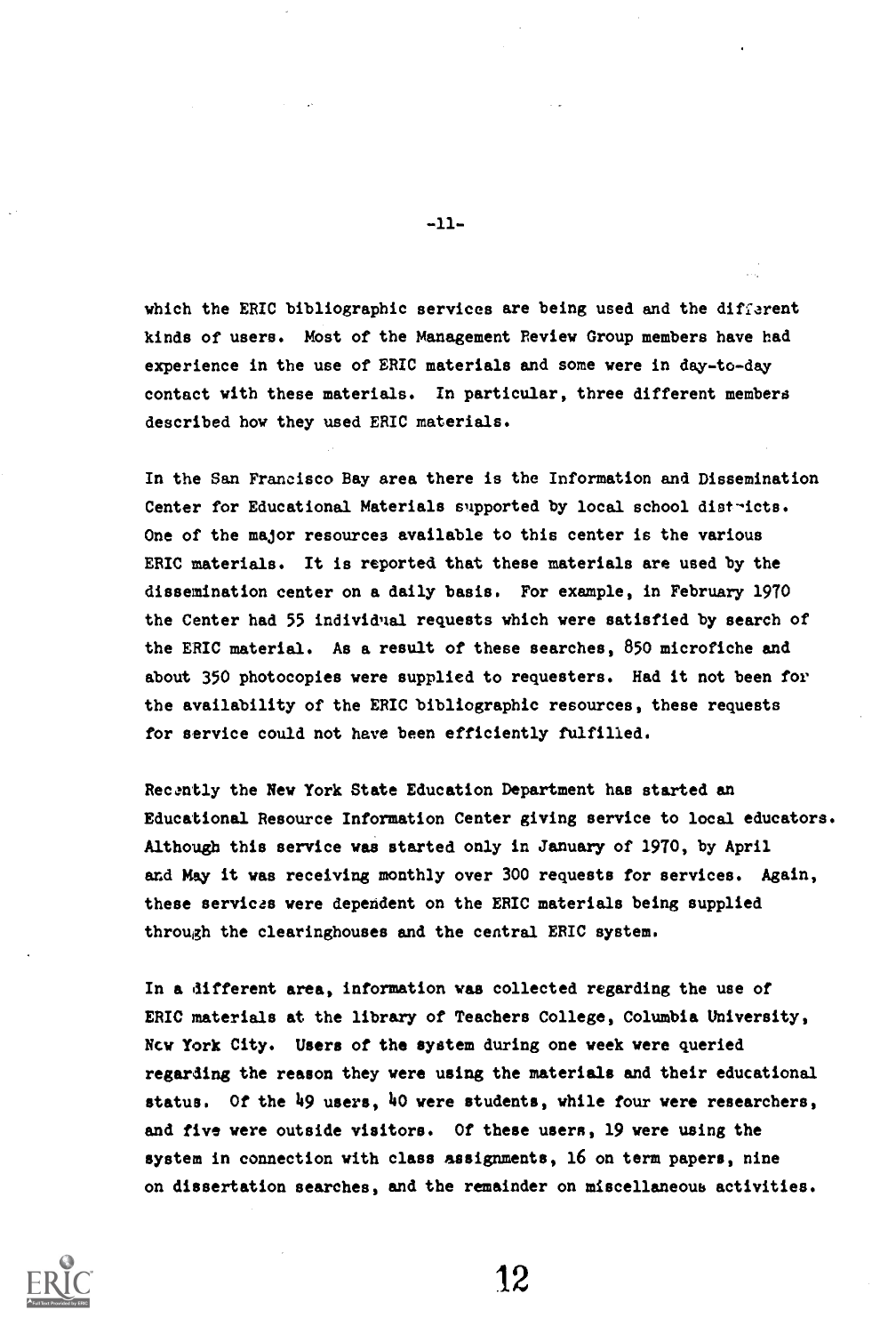which the ERIC bibliographic services are being used and the different kinds of users. Most of the Management Review Group members have had experience in the use of ERIC materials and some were in day-to-day contact with these materials. In particular, three different members described how they used ERIC materials.

In the San Francisco Bay area there is the Information and Dissemination Center for Educational Materials supported by local school districts. One of the major resources available to this center is the various ERIC materials. It is reported that these materials are used by the dissemination center on a daily basis. For example, in February 1970 the Center had 55 individual requests which were satisfied by search of the ERIC material. As a result of these searches, 850 microfiche and about 350 photocopies were supplied to requesters. Had it not been for the availability of the ERIC bibliographic resources, these requests for service could not have been efficiently fulfilled.

Recently the New York State Education Department has started an Educational Resource Information Center giving service to local educators. Although this service was started only in January of 1970, by April and May it was receiving monthly over 300 requests for services. Again, these services were dependent on the ERIC materials being supplied through the clearinghouses and the central ERIC system.

In a different area, information was collected regarding the use of ERIC materials at the library of Teachers College, Columbia University, New York City. Users of the system during one week were queried regarding the reason they were using the materials and their educational status. Of the 49 users, 40 were students, while four were researchers, and five were outside visitors. Of these users, 19 were using the system in connection with class assignments, 16 on term papers, nine on dissertation searches, and the remainder on miscellaneous activities.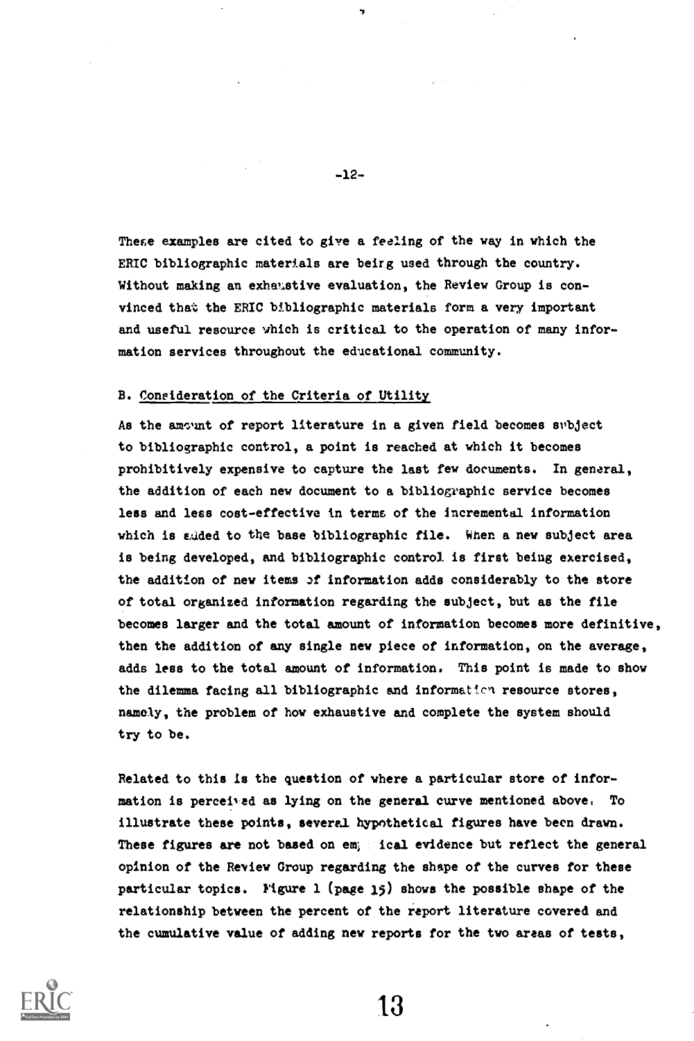These examples are cited to give a feeling of the way in which the ERIC bibliographic materials are being used through the country. Without making an exhaustive evaluation, the Review Group is convinced that the ERIC bibliographic materials form a very important and useful resource which is critical to the operation of many information services throughout the educational community.

## B. Consideration of the Criteria of Utility

As the amount of report literature in a given field becomes subject to bibliographic control, a point is reached at which it becomes prohibitively expensive to capture the last few documents. In general, the addition of each new document to a bibliographic service becomes less and less cost-effective in terms of the incremental information which is added to the base bibliographic file. When a new subject area is being developed, and bibliographic control is first being exercised, the addition of new items of information adds considerably to the store of total organized information regarding the subject, but as the file becomes larger and the total amount of information becomes more definitive, then the addition of any single new piece of information, on the average, adds less to the total amount of information. This point is made to show the dilemma facing all bibliographic and information resource stores, namely, the problem of how exhaustive and complete the system should try to be.

Related to this is the question of where a particular store of information is perceived as lying on the general curve mentioned above. To illustrate these points, several hypothetical figures have been drawn. These figures are not based on empirical evidence but reflect the general opinion of the Review Group regarding the shape of the curves for these particular topics. Figure 1 (page 15) shows the possible shape of the relationship between the percent of the report literature covered and the cumulative value of adding new reports for the two areas of tests,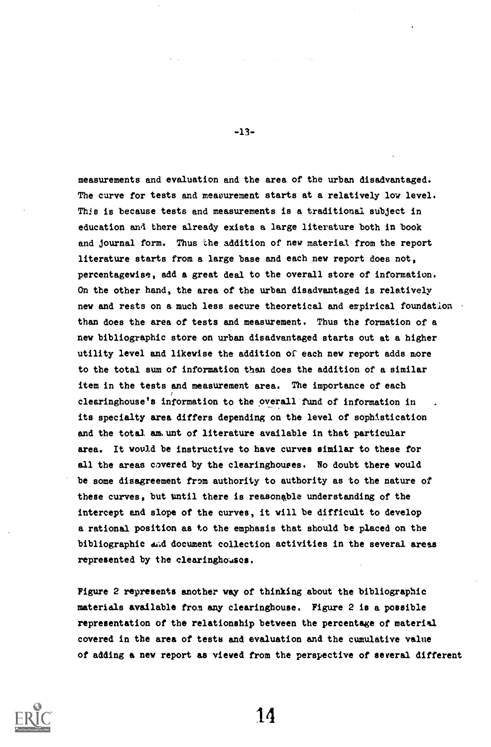measurements and evaluation and the area of the urban disadvantaged. The curve for tests and measurement starts at a relatively low level. This is because tests and measurements is a traditional subject in education and there already exists a large literature both in book and journal form. Thus the addition of new material from the report literature starts from a large base and each new report does not, percentagewise, add a great deal to the overall store of information. On the other hand, the area of the urban disadvantaged is relatively new and rests on a much less secure theoretical and empirical foundation than does the area of tests and measurement. Thus the formation of a new bibliographic store on urban disadvantaged starts out at a higher utility level and likewise the addition of each new report adds more to the total sum of information than does the addition of a similar item in the tests and measurement area. The importance of each clearinghouse's information to the overall fund of information in its specialty area differs depending on the level of sophistication and the total amount of literature available in that particular area. It would be instructive to have curves similar to these for all the areas covered by the clearinghouses. No doubt there would be some disagreement from authority to authority as to the nature of these curves, but until there is reasonable understanding of the intercept and slope of the curves, it will be difficult to develop a rational position as to the emphasis that should be placed on the bibliographic and document collection activities in the several areas represented by the clearinghouses.

Figure 2 represents another way of thinking about the bibliographic materials available from any clearinghouse. Figure 2 is a possible representation of the relationship between the percentage of material covered in the area of tests and evaluation and the cumulative value of adding a new report as viewed from the perspective of several different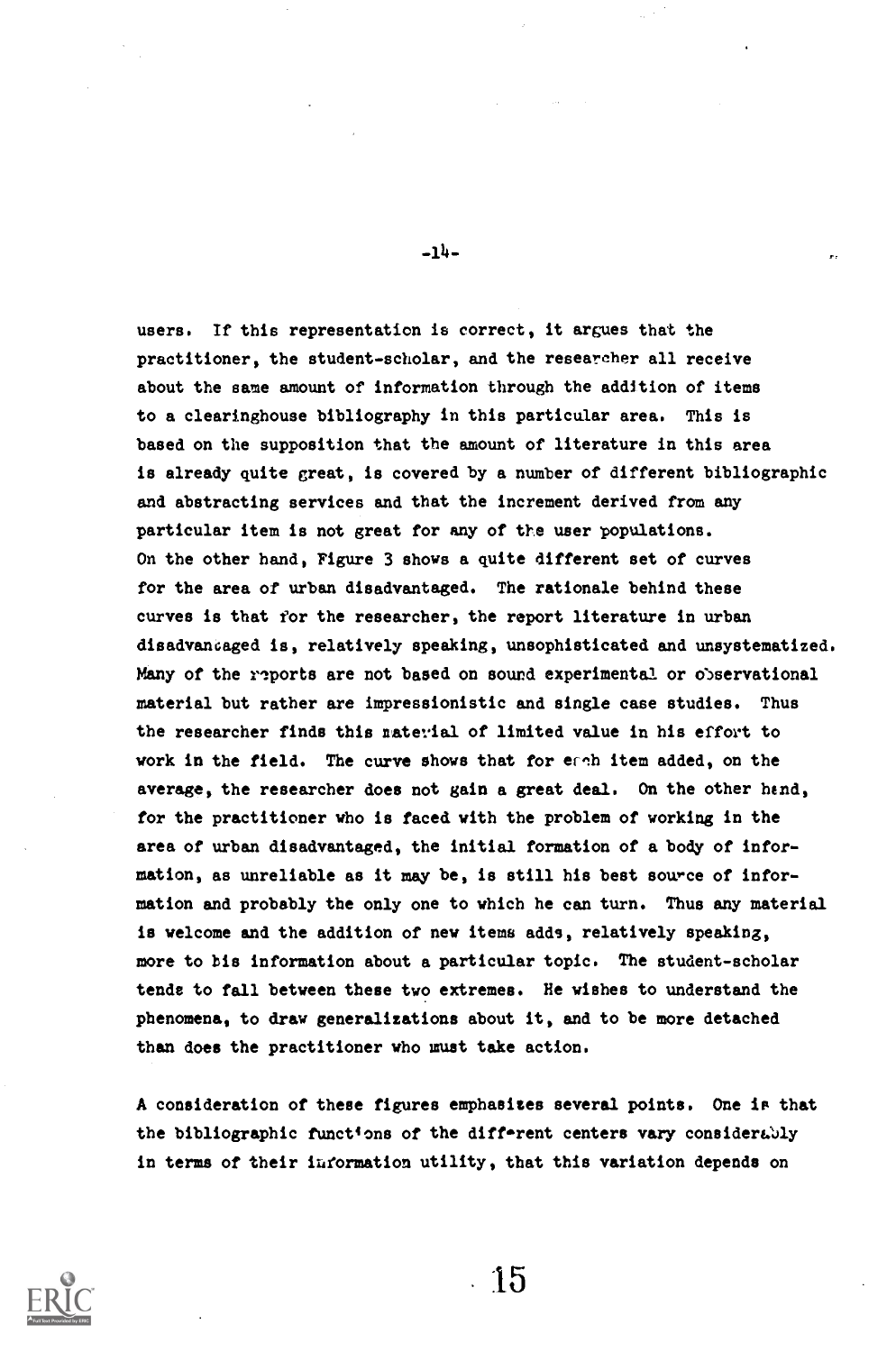users. If this representation is correct, it argues that the practitioner, the student-scholar, and the researcher all receive about the same amount of information through the addition of items to a clearinghouse bibliography in this particular area. This is based on the supposition that the amount of literature in this area is already quite great, is covered by a number of different bibliographic and abstracting services and that the increment derived from any particular item is not great for any of the user populations. On the other hand, Figure 3 shows a quite different set of curves for the area of urban disadvantaged. The rationale behind these curves is that for the researcher, the report literature in urban disadvantaged is, relatively speaking, unsophisticated and unsystematized. Many of the reports are not based on sound experimental or observational material but rather are impressionistic and single case studies. Thus the researcher finds this material of limited value in his effort to work in the field. The curve shows that for each item added, on the average, the researcher does not gain a great deal. On the other hand, for the practitioner who is faced with the problem of working in the area of urban disadvantaged, the initial formation of a body of information, as unreliable as it may be, is still his best source of information and probably the only one to which he can turn. Thus any material is welcome and the addition of new items adds, relatively speaking, more to his information about a particular topic. The student-scholar tends to fall between these two extremes. He wishes to understand the phenomena, to draw generalizations about it, and to be more detached than does the practitioner who must take action.

A consideration of these figures emphasizes several points. One is that the bibliographic functions of the different centers vary considerably in terms of their information utility, that this variation depends on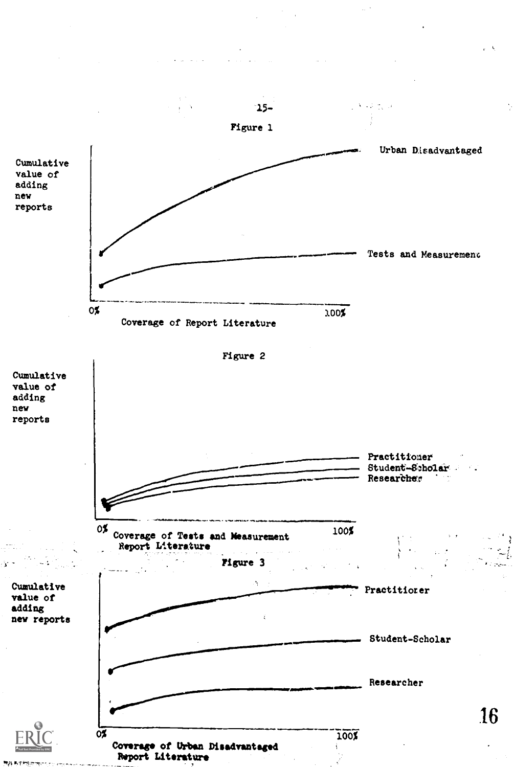Figure 1

Cumulative value of adding new reports

Urban Disadvantaged

Tests and Measurement

0%

100%

Coverage of Report Literature

Figure 2

Cumulative value of adding new reports

Practitioner

Student-Scholar

Researcher

0%

100%

Coverage of Tests and Measurement Report Literature

Figure 3

Cumulative value of adding new reports

Practitioner

Student-Scholar

Researcher

0%

100%

Coverage of Urban Disadvantaged Report Literature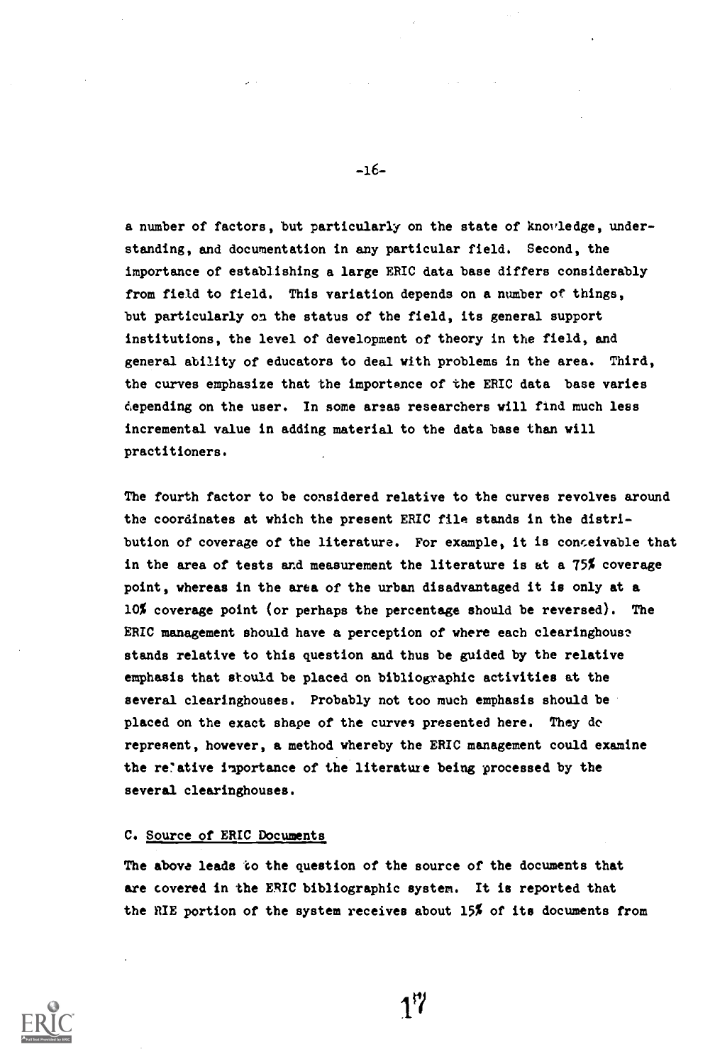a number of factors, but particularly on the state of knowledge, understanding, and documentation in any particular field. Second, the importance of establishing a large ERIC data base differs considerably from field to field. This variation depends on a number of things, but particularly on the status of the field, its general support institutions, the level of development of theory in the field, and general ability of educators to deal with problems in the area. Third, the curves emphasize that the importance of the ERIC data base varies depending on the user. In some areas researchers will find much less incremental value in adding material to the data base than will practitioners.

The fourth factor to be considered relative to the curves revolves around the coordinates at which the present ERIC file stands in the distribution of coverage of the literature. For example, it is conceivable that in the area of tests and measurement the literature is at a 75% coverage point, whereas in the area of the urban disadvantaged it is only at a 10% coverage point (or perhaps the percentage should be reversed). The ERIC management should have a perception of where each clearinghouse stands relative to this question and thus be guided by the relative emphasis that should be placed on bibliographic activities at the several clearinghouses. Probably not too much emphasis should be placed on the exact shape of the curves presented here. They do represent, however, a method whereby the ERIC management could examine the relative importance of the literature being processed by the several clearinghouses.

### C. Source of ERIC Documents

The above leads to the question of the source of the documents that are covered in the ERIC bibliographic system. It is reported that the RIE portion of the system receives about 15% of its documents from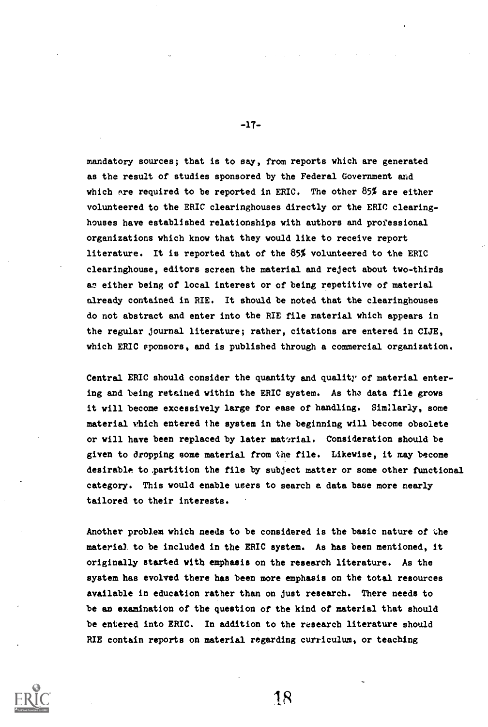mandatory sources; that is to say, from reports which are generated as the result of studies sponsored by the Federal Government and which are required to be reported in ERIC. The other 85% are either volunteered to the ERIC clearinghouses directly or the ERIC clearinghouses have established relationships with authors and professional organizations which know that they would like to receive report literature. It is reported that of the 85% volunteered to the ERIC clearinghouse, editors screen the material and reject about two-thirds as either being of local interest or of being repetitive of material already contained in RIE. It should be noted that the clearinghouses do not abstract and enter into the RIE file material which appears in the regular journal literature; rather, citations are entered in CIJE, which ERIC sponsors, and is published through a commercial organization.

Central ERIC should consider the quantity and quality of material entering and being retained within the ERIC system. As the data file grows it will become excessively large for ease of handling. Similarly, some material which entered the system in the beginning will become obsolete or will have been replaced by later material. Consideration should be given to dropping some material from the file. Likewise, it may become desirable to partition the file by subject matter or some other functional category. This would enable users to search a data base more nearly tailored to their interests.

Another problem which needs to be considered is the basic nature of the material to be included in the ERIC system. As has been mentioned, it originally started with emphasis on the research literature. As the system has evolved there has been more emphasis on the total resources available in education rather than on just research. There needs to be an examination of the question of the kind of material that should be entered into ERIC. In addition to the research literature should RIE contain reports on material regarding curriculum, or teaching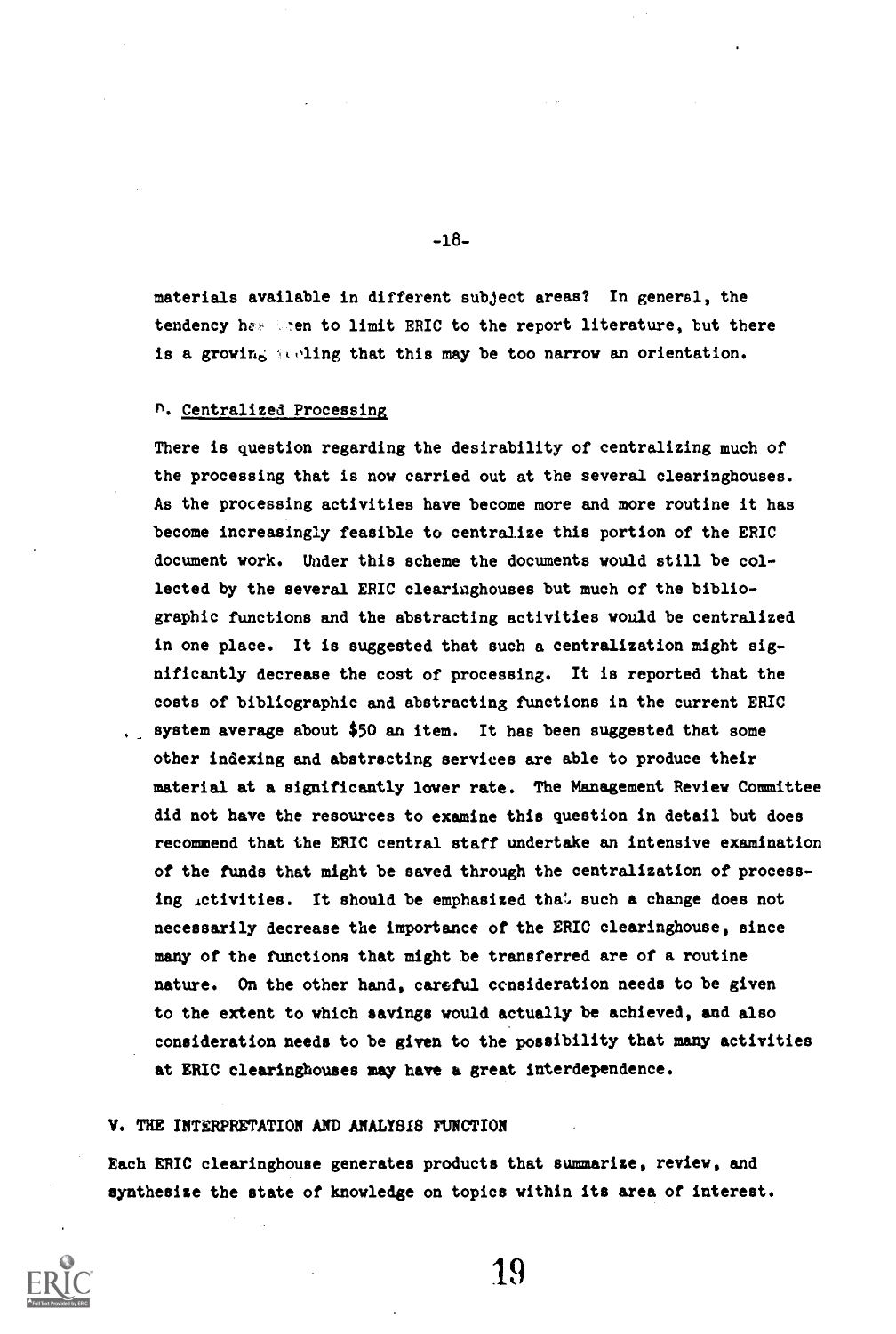materials available in different subject areas? In general, the tendency has been to limit ERIC to the report literature, but there is a growing feeling that this may be too narrow an orientation.

### D. Centralized Processing

There is question regarding the desirability of centralizing much of the processing that is now carried out at the several clearinghouses. As the processing activities have become more and more routine it has become increasingly feasible to centralize this portion of the ERIC document work. Under this scheme the documents would still be collected by the several ERIC clearinghouses but much of the bibliographic functions and the abstracting activities would be centralized in one place. It is suggested that such a centralization might significantly decrease the cost of processing. It is reported that the costs of bibliographic and abstracting functions in the current ERIC system average about $50 an item. It has been suggested that some other indexing and abstracting services are able to produce their material at a significantly lower rate. The Management Review Committee did not have the resources to examine this question in detail but does recommend that the ERIC central staff undertake an intensive examination of the funds that might be saved through the centralization of processing activities. It should be emphasized that such a change does not necessarily decrease the importance of the ERIC clearinghouse, since many of the functions that might be transferred are of a routine nature. On the other hand, careful consideration needs to be given to the extent to which savings would actually be achieved, and also consideration needs to be given to the possibility that many activities at ERIC clearinghouses may have a great interdependence.

## V. THE INTERPRETATION AND ANALYSIS FUNCTION

Each ERIC clearinghouse generates products that summarize, review, and synthesize the state of knowledge on topics within its area of interest.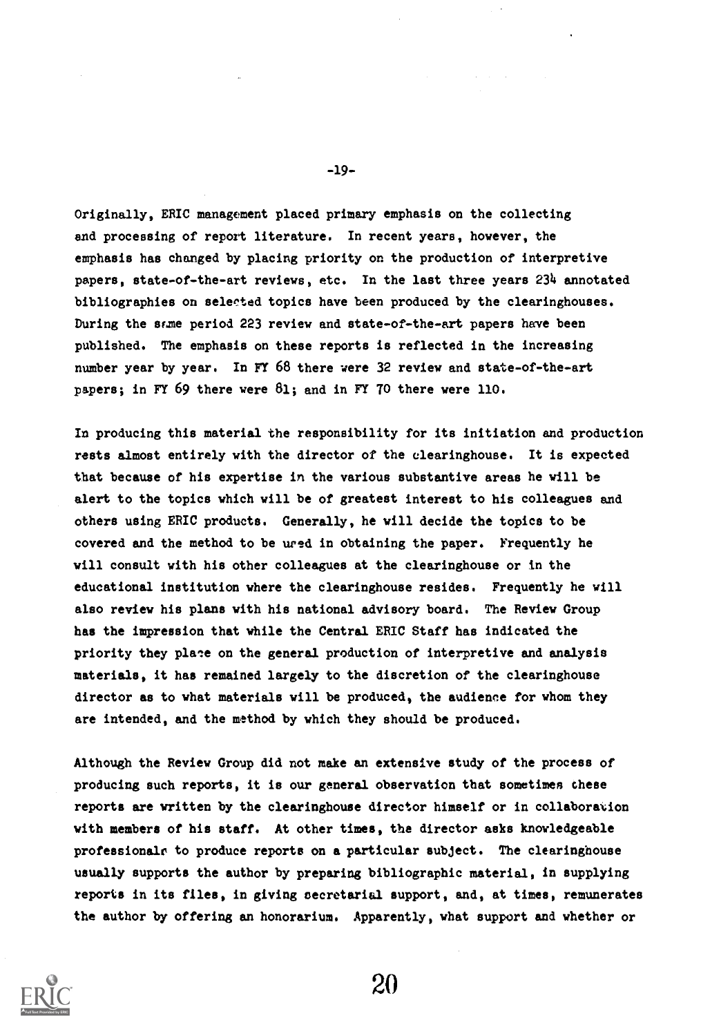Originally, ERIC management placed primary emphasis on the collecting and processing of report literature. In recent years, however, the emphasis has changed by placing priority on the production of interpretive papers, state-of-the-art reviews, etc. In the last three years 234 annotated bibliographies on selected topics have been produced by the clearinghouses. During the same period 223 review and state-of-the-art papers have been published. The emphasis on these reports is reflected in the increasing number year by year. In FY 68 there were 32 review and state-of-the-art papers; in FY 69 there were 81; and in FY 70 there were 110.

In producing this material the responsibility for its initiation and production rests almost entirely with the director of the clearinghouse. It is expected that because of his expertise in the various substantive areas he will be alert to the topics which will be of greatest interest to his colleagues and others using ERIC products. Generally, he will decide the topics to be covered and the method to be used in obtaining the paper. Frequently he will consult with his other colleagues at the clearinghouse or in the educational institution where the clearinghouse resides. Frequently he will also review his plans with his national advisory board. The Review Group has the impression that while the Central ERIC Staff has indicated the priority they place on the general production of interpretive and analysis materials, it has remained largely to the discretion of the clearinghouse director as to what materials will be produced, the audience for whom they are intended, and the method by which they should be produced.

Although the Review Group did not make an extensive study of the process of producing such reports, it is our general observation that sometimes these reports are written by the clearinghouse director himself or in collaboration with members of his staff. At other times, the director asks knowledgeable professionals to produce reports on a particular subject. The clearinghouse usually supports the author by preparing bibliographic material, in supplying reports in its files, in giving secretarial support, and, at times, remunerates the author by offering an honorarium. Apparently, what support and whether or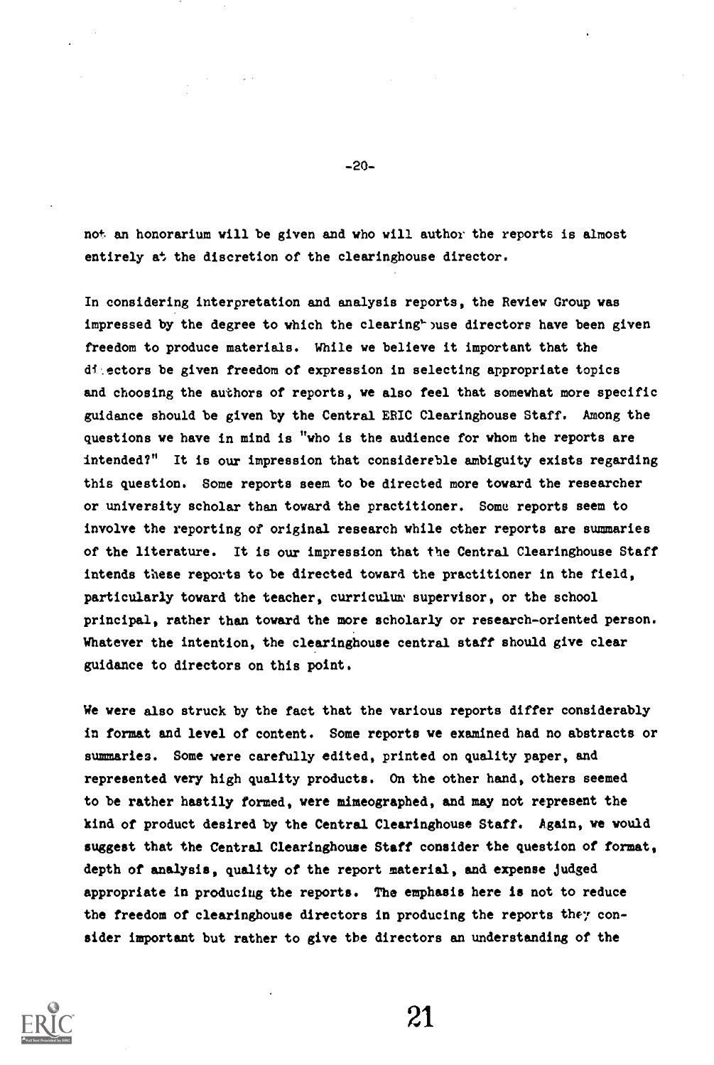not an honorarium will be given and who will author the reports is almost entirely at the discretion of the clearinghouse director.

In considering interpretation and analysis reports, the Review Group was impressed by the degree to which the clearinghouse directors have been given freedom to produce materials. While we believe it important that the directors be given freedom of expression in selecting appropriate topics and choosing the authors of reports, we also feel that somewhat more specific guidance should be given by the Central ERIC Clearinghouse Staff. Among the questions we have in mind is "who is the audience for whom the reports are intended?" It is our impression that considerable ambiguity exists regarding this question. Some reports seem to be directed more toward the researcher or university scholar than toward the practitioner. Some reports seem to involve the reporting of original research while other reports are summaries of the literature. It is our impression that the Central Clearinghouse Staff intends these reports to be directed toward the practitioner in the field, particularly toward the teacher, curriculum supervisor, or the school principal, rather than toward the more scholarly or research-oriented person. Whatever the intention, the clearinghouse central staff should give clear guidance to directors on this point.

We were also struck by the fact that the various reports differ considerably in format and level of content. Some reports we examined had no abstracts or summaries. Some were carefully edited, printed on quality paper, and represented very high quality products. On the other hand, others seemed to be rather hastily formed, were mimeographed, and may not represent the kind of product desired by the Central Clearinghouse Staff. Again, we would suggest that the Central Clearinghouse Staff consider the question of format, depth of analysis, quality of the report material, and expense judged appropriate in producing the reports. The emphasis here is not to reduce the freedom of clearinghouse directors in producing the reports they consider important but rather to give the directors an understanding of the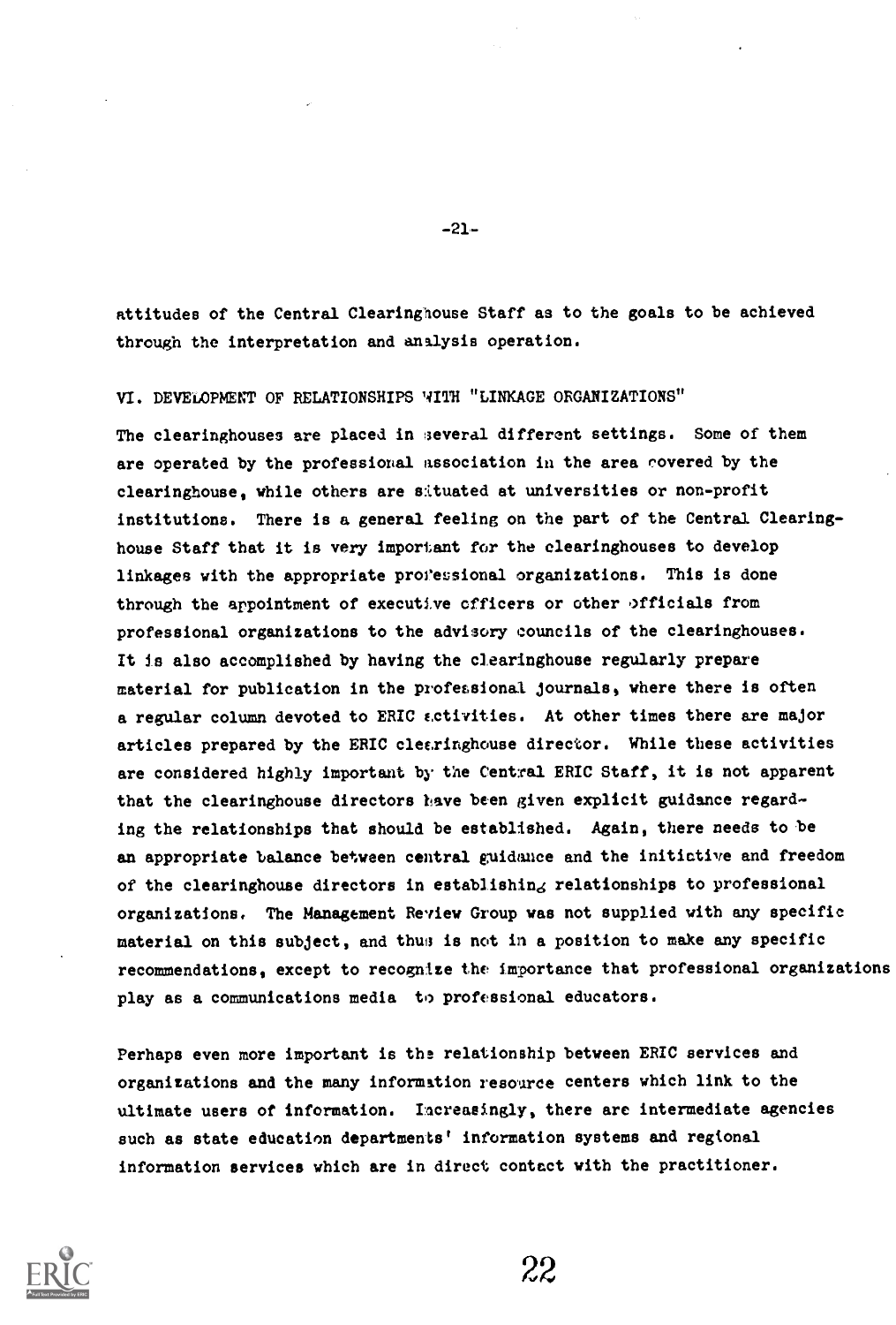attitudes of the Central Clearinghouse Staff as to the goals to be achieved through the interpretation and analysis operation.

## VI. DEVELOPMENT OF RELATIONSHIPS WITH "LINKAGE ORGANIZATIONS"

The clearinghouses are placed in several different settings. Some of them are operated by the professional association in the area covered by the clearinghouse, while others are situated at universities or non-profit institutions. There is a general feeling on the part of the Central Clearinghouse Staff that it is very important for the clearinghouses to develop linkages with the appropriate professional organizations. This is done through the appointment of executive officers or other officials from professional organizations to the advisory councils of the clearinghouses. It is also accomplished by having the clearinghouse regularly prepare material for publication in the professional journals, where there is often a regular column devoted to ERIC activities. At other times there are major articles prepared by the ERIC clearinghouse director. While these activities are considered highly important by the Central ERIC Staff, it is not apparent that the clearinghouse directors have been given explicit guidance regarding the relationships that should be established. Again, there needs to be an appropriate balance between central guidance and the initiative and freedom of the clearinghouse directors in establishing relationships to professional organizations. The Management Review Group was not supplied with any specific material on this subject, and thus is not in a position to make any specific recommendations, except to recognize the importance that professional organizations play as a communications media to professional educators.

Perhaps even more important is the relationship between ERIC services and organizations and the many information resource centers which link to the ultimate users of information. Increasingly, there are intermediate agencies such as state education departments' information systems and regional information services which are in direct contact with the practitioner.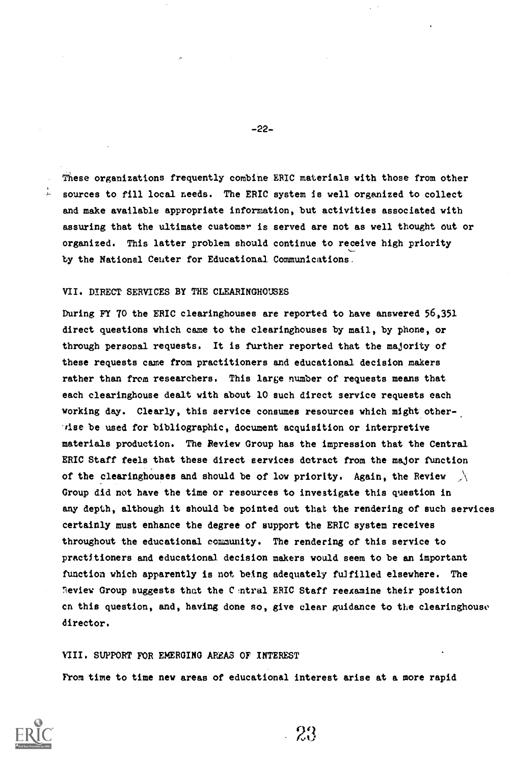These organizations frequently combine ERIC materials with those from other sources to fill local needs. The ERIC system is well organized to collect and make available appropriate information, but activities associated with assuring that the ultimate customer is served are not as well thought out or organized. This latter problem should continue to receive high priority by the National Center for Educational Communications.

## VII. DIRECT SERVICES BY THE CLEARINGHOUSES

During FY 70 the ERIC clearinghouses are reported to have answered 56,351 direct questions which came to the clearinghouses by mail, by phone, or through personal requests. It is further reported that the majority of these requests came from practitioners and educational decision makers rather than from researchers. This large number of requests means that each clearinghouse dealt with about 10 such direct service requests each working day. Clearly, this service consumes resources which might otherwise be used for bibliographic, document acquisition or interpretive materials production. The Review Group has the impression that the Central ERIC Staff feels that these direct services detract from the major function of the clearinghouses and should be of low priority. Again, the Review Group did not have the time or resources to investigate this question in any depth, although it should be pointed out that the rendering of such services certainly must enhance the degree of support the ERIC system receives throughout the educational community. The rendering of this service to practitioners and educational decision makers would seem to be an important function which apparently is not being adequately fulfilled elsewhere. The Review Group suggests that the Central ERIC Staff reexamine their position on this question, and, having done so, give clear guidance to the clearinghouse director.

## VIII. SUPPORT FOR EMERGING AREAS OF INTEREST

From time to time new areas of educational interest arise at a more rapid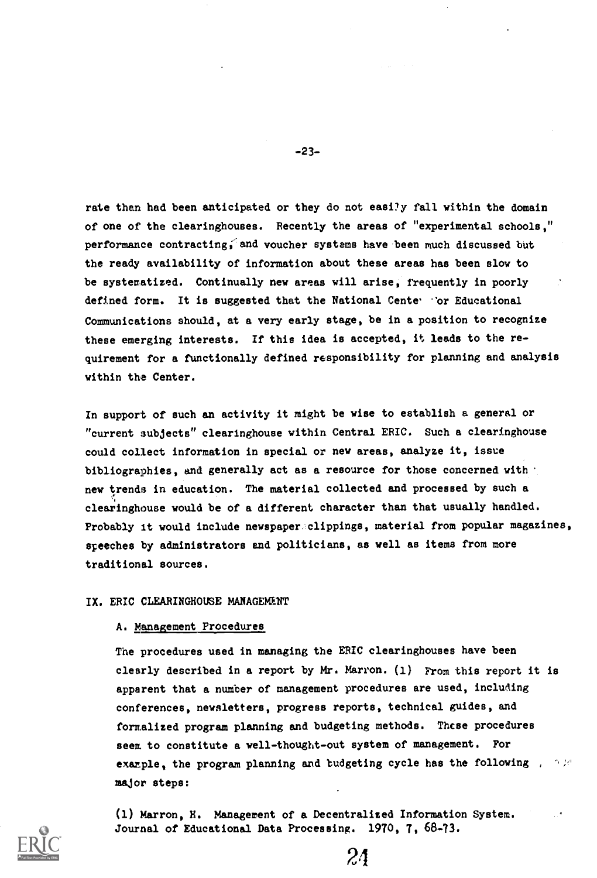rate than had been anticipated or they do not easily fall within the domain of one of the clearinghouses. Recently the areas of "experimental schools," performance contracting, and voucher systems have been much discussed but the ready availability of information about these areas has been slow to be systematized. Continually new areas will arise, frequently in poorly defined form. It is suggested that the National Center for Educational Communications should, at a very early stage, be in a position to recognize these emerging interests. If this idea is accepted, it leads to the requirement for a functionally defined responsibility for planning and analysis within the Center.

In support of such an activity it might be wise to establish a general or "current subjects" clearinghouse within Central ERIC. Such a clearinghouse could collect information in special or new areas, analyze it, issue bibliographies, and generally act as a resource for those concerned with new trends in education. The material collected and processed by such a clearinghouse would be of a different character than that usually handled. Probably it would include newspaper clippings, material from popular magazines, speeches by administrators and politicians, as well as items from more traditional sources.

## IX. ERIC CLEARINGHOUSE MANAGEMENT

### A. Management Procedures

The procedures used in managing the ERIC clearinghouses have been clearly described in a report by Mr. Marron. (1) From this report it is apparent that a number of management procedures are used, including conferences, newsletters, progress reports, technical guides, and formalized program planning and budgeting methods. These procedures seem to constitute a well-thought-out system of management. For example, the program planning and budgeting cycle has the following major steps:

(1) Marron, H. Management of a Decentralized Information System. Journal of Educational Data Processing. 1970, 7, 68-73.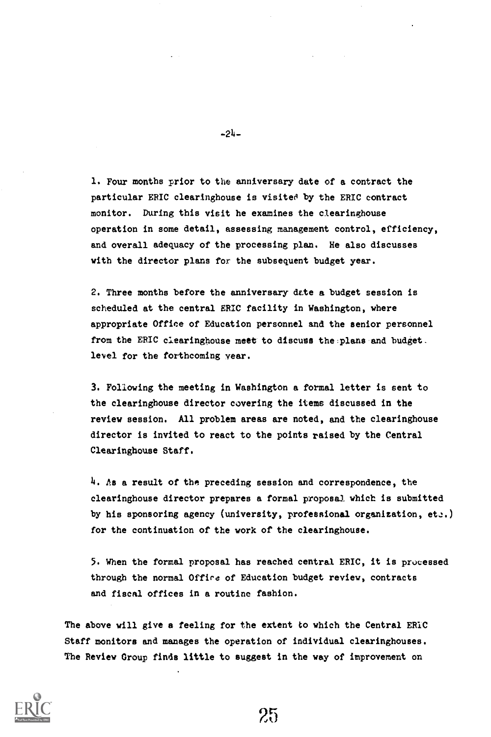1. Four months prior to the anniversary date of a contract the particular ERIC clearinghouse is visited by the ERIC contract monitor. During this visit he examines the clearinghouse operation in some detail, assessing management control, efficiency, and overall adequacy of the processing plan. He also discusses with the director plans for the subsequent budget year.

2. Three months before the anniversary date a budget session is scheduled at the central ERIC facility in Washington, where appropriate Office of Education personnel and the senior personnel from the ERIC clearinghouse meet to discuss the plans and budget level for the forthcoming year.

3. Following the meeting in Washington a formal letter is sent to the clearinghouse director covering the items discussed in the review session. All problem areas are noted, and the clearinghouse director is invited to react to the points raised by the Central Clearinghouse Staff.

4. As a result of the preceding session and correspondence, the clearinghouse director prepares a formal proposal which is submitted by his sponsoring agency (university, professional organization, etc.) for the continuation of the work of the clearinghouse.

5. When the formal proposal has reached central ERIC, it is processed through the normal Office of Education budget review, contracts and fiscal offices in a routine fashion.

The above will give a feeling for the extent to which the Central ERIC Staff monitors and manages the operation of individual clearinghouses. The Review Group finds little to suggest in the way of improvement on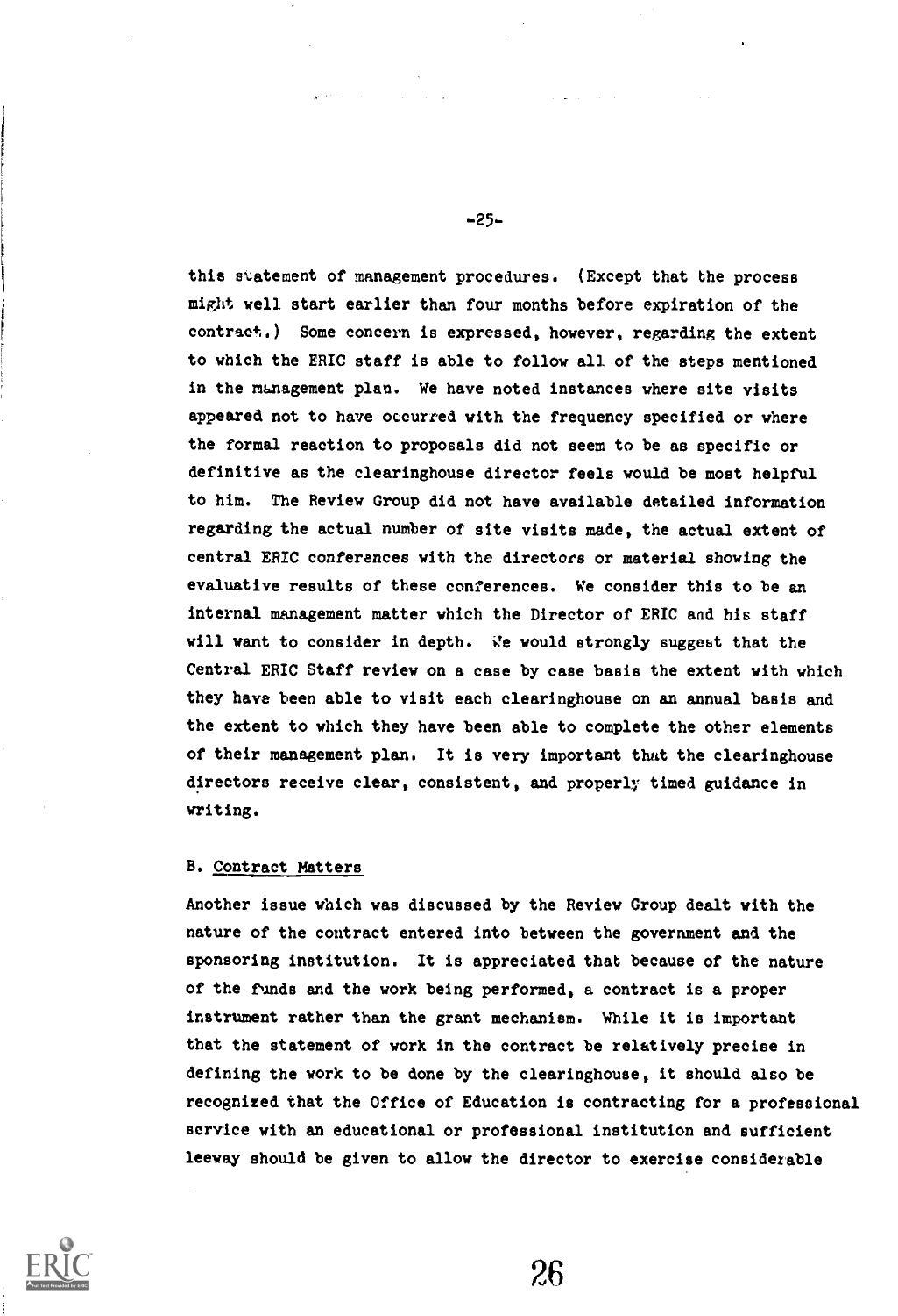this statement of management procedures. (Except that the process might well start earlier than four months before expiration of the contract.) Some concern is expressed, however, regarding the extent to which the ERIC staff is able to follow all of the steps mentioned in the management plan. We have noted instances where site visits appeared not to have occurred with the frequency specified or where the formal reaction to proposals did not seem to be as specific or definitive as the clearinghouse director feels would be most helpful to him. The Review Group did not have available detailed information regarding the actual number of site visits made, the actual extent of central ERIC conferences with the directors or material showing the evaluative results of these conferences. We consider this to be an internal management matter which the Director of ERIC and his staff will want to consider in depth. We would strongly suggest that the Central ERIC Staff review on a case by case basis the extent with which they have been able to visit each clearinghouse on an annual basis and the extent to which they have been able to complete the other elements of their management plan. It is very important that the clearinghouse directors receive clear, consistent, and properly timed guidance in writing.

### B. Contract Matters

Another issue which was discussed by the Review Group dealt with the nature of the contract entered into between the government and the sponsoring institution. It is appreciated that because of the nature of the funds and the work being performed, a contract is a proper instrument rather than the grant mechanism. While it is important that the statement of work in the contract be relatively precise in defining the work to be done by the clearinghouse, it should also be recognized that the Office of Education is contracting for a professional service with an educational or professional institution and sufficient leeway should be given to allow the director to exercise considerable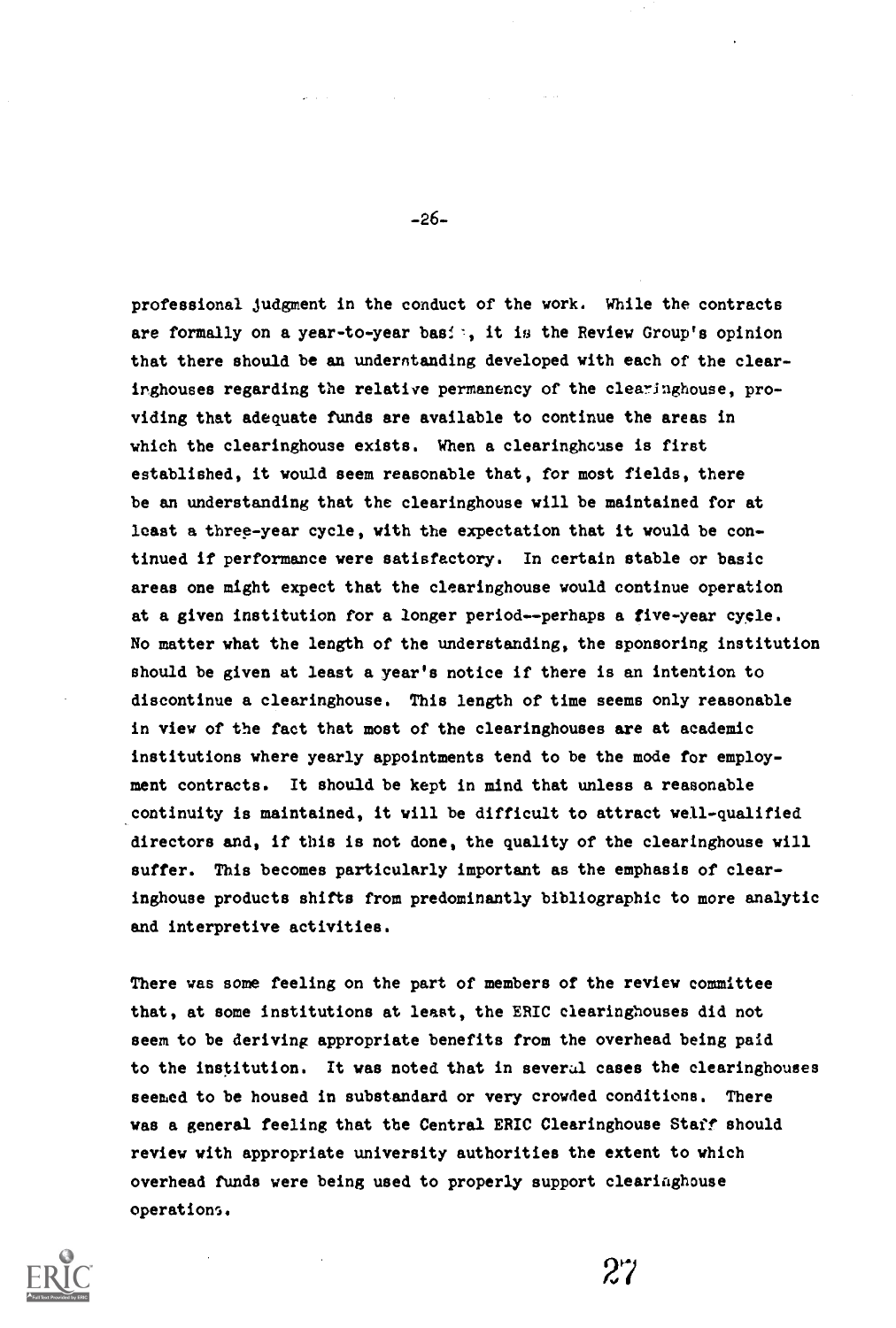professional judgment in the conduct of the work. While the contracts are formally on a year-to-year basis, it is the Review Group's opinion that there should be an understanding developed with each of the clearinghouses regarding the relative permanency of the clearinghouse, providing that adequate funds are available to continue the areas in which the clearinghouse exists. When a clearinghouse is first established, it would seem reasonable that, for most fields, there be an understanding that the clearinghouse will be maintained for at least a three-year cycle, with the expectation that it would be continued if performance were satisfactory. In certain stable or basic areas one might expect that the clearinghouse would continue operation at a given institution for a longer period--perhaps a five-year cycle. No matter what the length of the understanding, the sponsoring institution should be given at least a year's notice if there is an intention to discontinue a clearinghouse. This length of time seems only reasonable in view of the fact that most of the clearinghouses are at academic institutions where yearly appointments tend to be the mode for employment contracts. It should be kept in mind that unless a reasonable continuity is maintained, it will be difficult to attract well-qualified directors and, if this is not done, the quality of the clearinghouse will suffer. This becomes particularly important as the emphasis of clearinghouse products shifts from predominantly bibliographic to more analytic and interpretive activities.

There was some feeling on the part of members of the review committee that, at some institutions at least, the ERIC clearinghouses did not seem to be deriving appropriate benefits from the overhead being paid to the institution. It was noted that in several cases the clearinghouses seemed to be housed in substandard or very crowded conditions. There was a general feeling that the Central ERIC Clearinghouse Staff should review with appropriate university authorities the extent to which overhead funds were being used to properly support clearinghouse operations.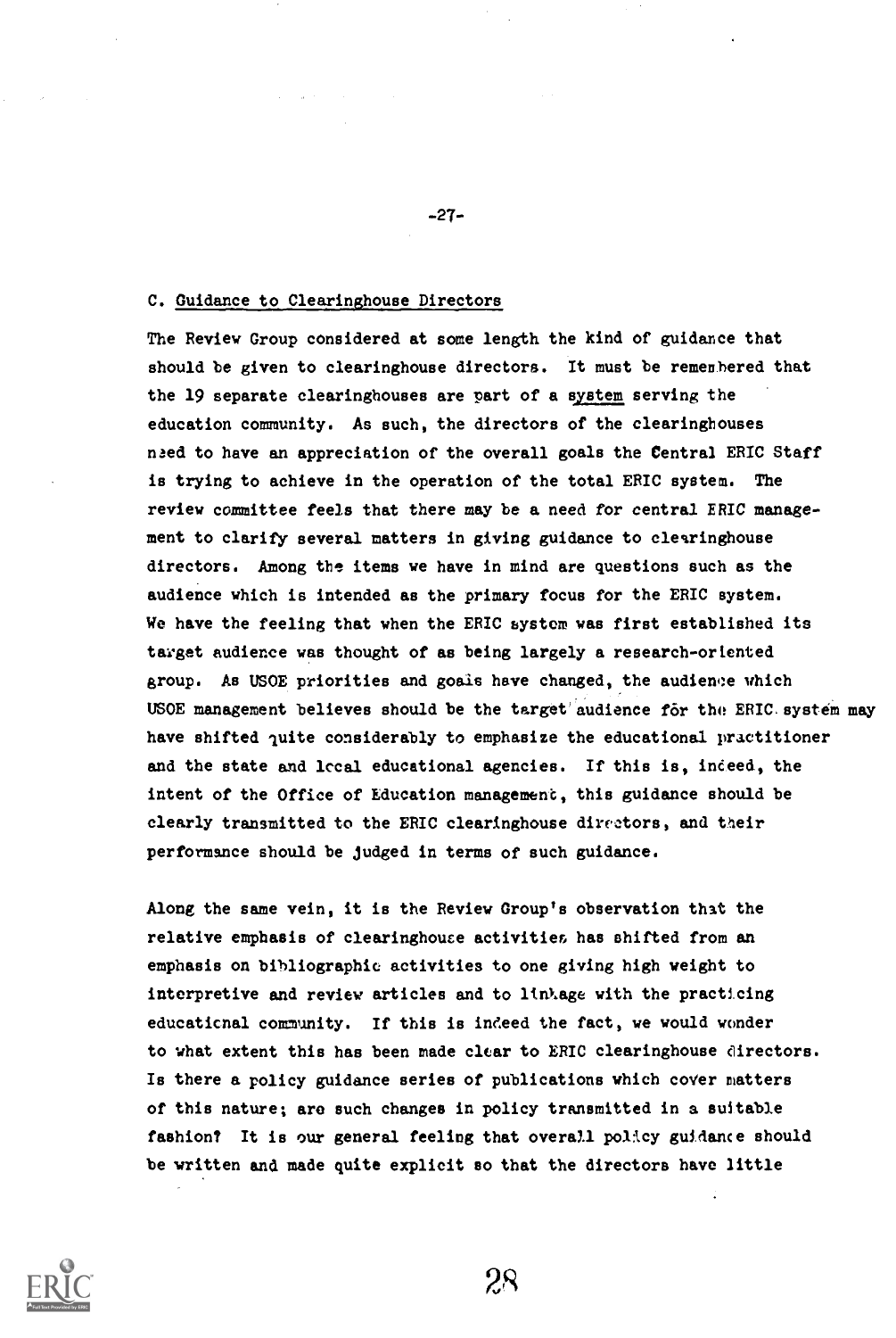### C. Guidance to Clearinghouse Directors

The Review Group considered at some length the kind of guidance that should be given to clearinghouse directors. It must be remembered that the 19 separate clearinghouses are part of a system serving the education community. As such, the directors of the clearinghouses need to have an appreciation of the overall goals the Central ERIC Staff is trying to achieve in the operation of the total ERIC system. The review committee feels that there may be a need for central ERIC management to clarify several matters in giving guidance to clearinghouse directors. Among the items we have in mind are questions such as the audience which is intended as the primary focus for the ERIC system. We have the feeling that when the ERIC system was first established its target audience was thought of as being largely a research-oriented group. As USOE priorities and goals have changed, the audience which USOE management believes should be the target audience for the ERIC system may have shifted quite considerably to emphasize the educational practitioner and the state and local educational agencies. If this is, indeed, the intent of the Office of Education management, this guidance should be clearly transmitted to the ERIC clearinghouse directors, and their performance should be judged in terms of such guidance.

Along the same vein, it is the Review Group's observation that the relative emphasis of clearinghouse activities has shifted from an emphasis on bibliographic activities to one giving high weight to interpretive and review articles and to linkage with the practicing educational community. If this is indeed the fact, we would wonder to what extent this has been made clear to ERIC clearinghouse directors. Is there a policy guidance series of publications which cover matters of this nature; are such changes in policy transmitted in a suitable fashion? It is our general feeling that overall policy guidance should be written and made quite explicit so that the directors have little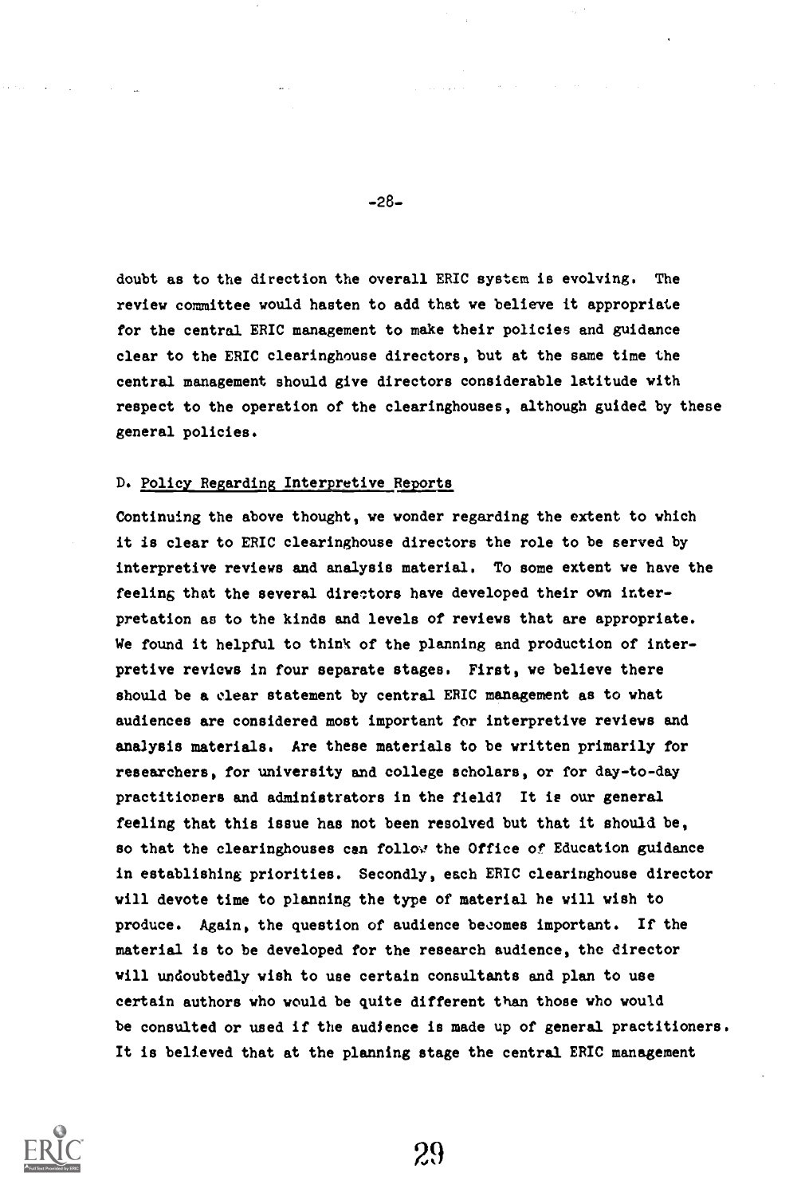doubt as to the direction the overall ERIC system is evolving. The review committee would hasten to add that we believe it appropriate for the central ERIC management to make their policies and guidance clear to the ERIC clearinghouse directors, but at the same time the central management should give directors considerable latitude with respect to the operation of the clearinghouses, although guided by these general policies.

### D. Policy Regarding Interpretive Reports

Continuing the above thought, we wonder regarding the extent to which it is clear to ERIC clearinghouse directors the role to be served by interpretive reviews and analysis material. To some extent we have the feeling that the several directors have developed their own interpretation as to the kinds and levels of reviews that are appropriate. We found it helpful to think of the planning and production of interpretive reviews in four separate stages. First, we believe there should be a clear statement by central ERIC management as to what audiences are considered most important for interpretive reviews and analysis materials. Are these materials to be written primarily for researchers, for university and college scholars, or for day-to-day practitioners and administrators in the field? It is our general feeling that this issue has not been resolved but that it should be, so that the clearinghouses can follow the Office of Education guidance in establishing priorities. Secondly, each ERIC clearinghouse director will devote time to planning the type of material he will wish to produce. Again, the question of audience becomes important. If the material is to be developed for the research audience, the director will undoubtedly wish to use certain consultants and plan to use certain authors who would be quite different than those who would be consulted or used if the audience is made up of general practitioners. It is believed that at the planning stage the central ERIC management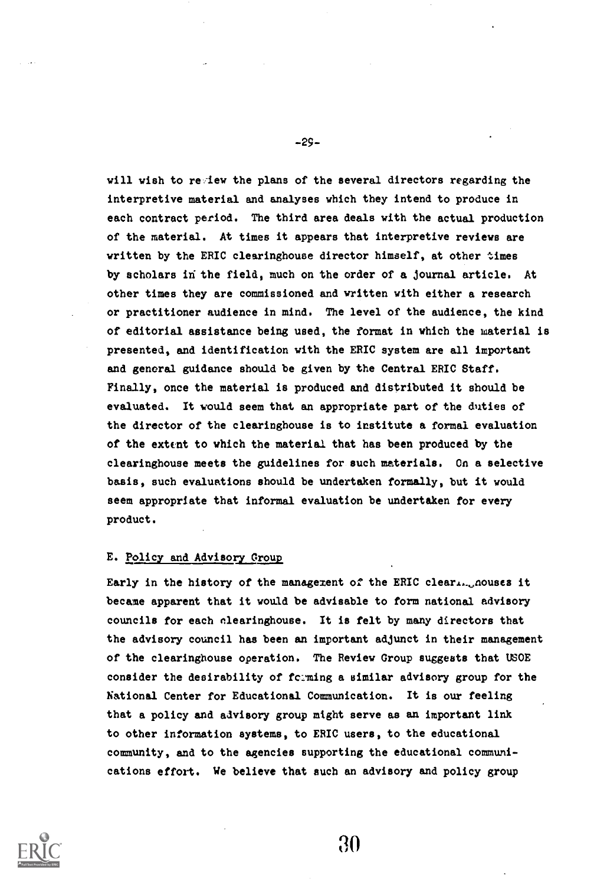will wish to review the plans of the several directors regarding the interpretive material and analyses which they intend to produce in each contract period. The third area deals with the actual production of the material. At times it appears that interpretive reviews are written by the ERIC clearinghouse director himself, at other times by scholars in the field, much on the order of a journal article. At other times they are commissioned and written with either a research or practitioner audience in mind. The level of the audience, the kind of editorial assistance being used, the format in which the material is presented, and identification with the ERIC system are all important and general guidance should be given by the Central ERIC Staff. Finally, once the material is produced and distributed it should be evaluated. It would seem that an appropriate part of the duties of the director of the clearinghouse is to institute a formal evaluation of the extent to which the material that has been produced by the clearinghouse meets the guidelines for such materials. On a selective basis, such evaluations should be undertaken formally, but it would seem appropriate that informal evaluation be undertaken for every product.

### E. Policy and Advisory Group

Early in the history of the management of the ERIC clearinghouses it became apparent that it would be advisable to form national advisory councils for each clearinghouse. It is felt by many directors that the advisory council has been an important adjunct in their management of the clearinghouse operation. The Review Group suggests that USOE consider the desirability of forming a similar advisory group for the National Center for Educational Communication. It is our feeling that a policy and advisory group might serve as an important link to other information systems, to ERIC users, to the educational community, and to the agencies supporting the educational communications effort. We believe that such an advisory and policy group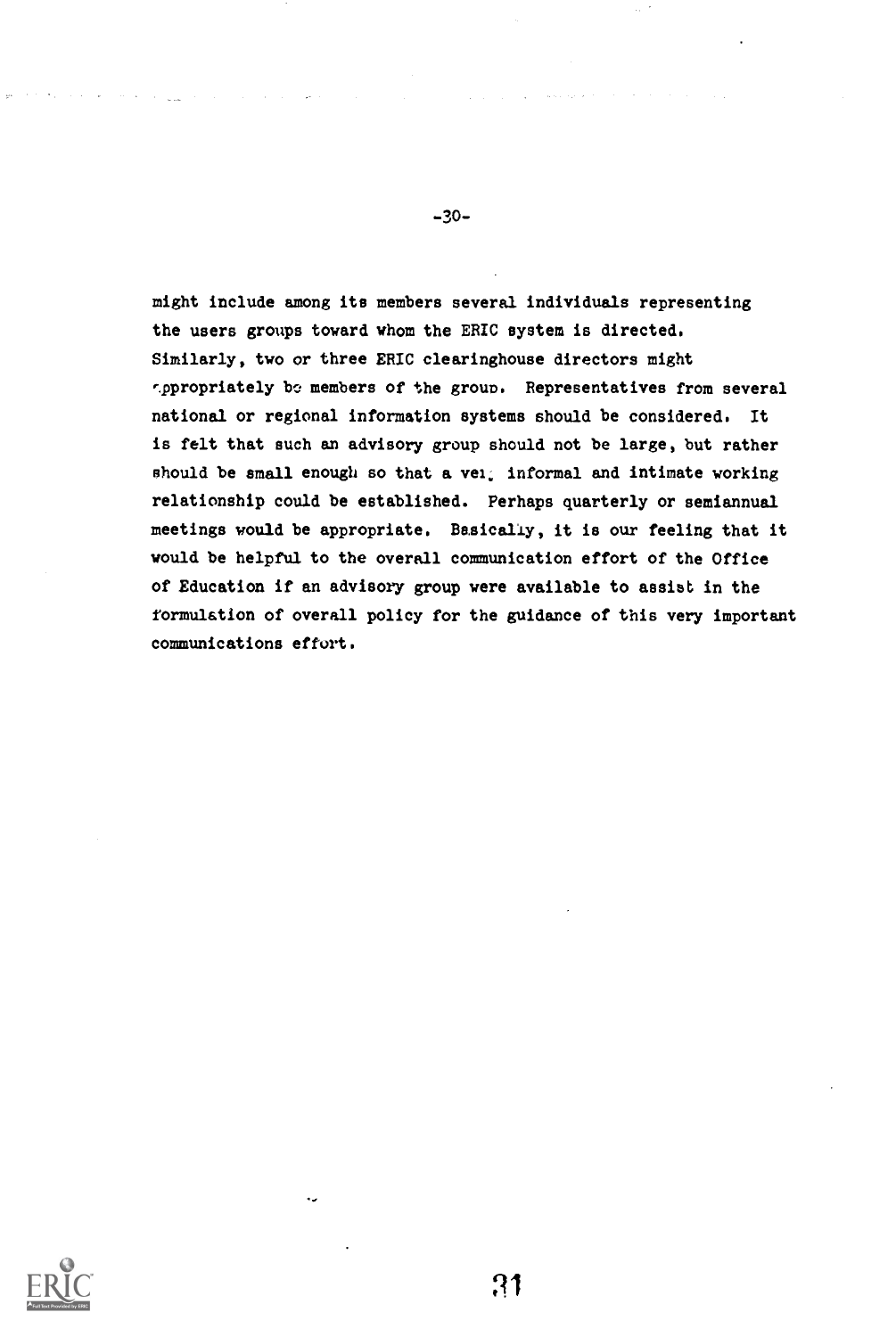might include among its members several individuals representing the users groups toward whom the ERIC system is directed. Similarly, two or three ERIC clearinghouse directors might appropriately be members of the group. Representatives from several national or regional information systems should be considered. It is felt that such an advisory group should not be large, but rather should be small enough so that a very informal and intimate working relationship could be established. Perhaps quarterly or semiannual meetings would be appropriate. Basically, it is our feeling that it would be helpful to the overall communication effort of the Office of Education if an advisory group were available to assist in the formulation of overall policy for the guidance of this very important communications effort.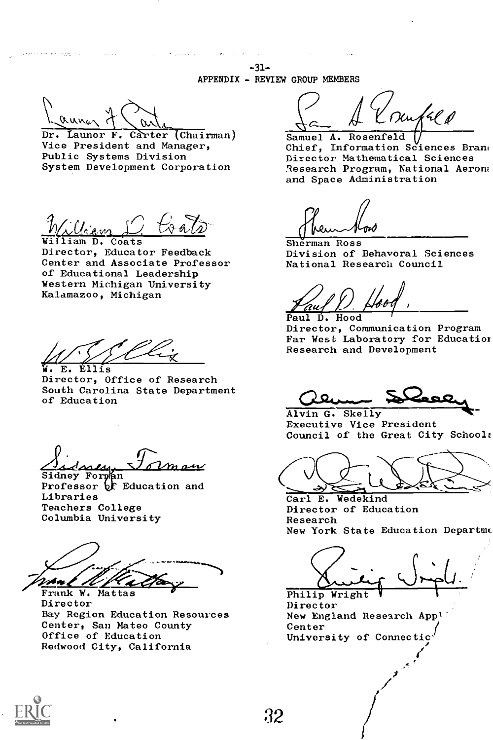## APPENDIX - REVIEW GROUP MEMBERS

Dr. Launor F. Carter (Chairman)
Vice President and Manager,
Public Systems Division
System Development Corporation

William D. Coats
Director, Educator Feedback
Center and Associate Professor
of Educational Leadership
Western Michigan University
Kalamazoo, Michigan

W. E. Ellis
Director, Office of Research
South Carolina State Department
of Education

Sidney Forman
Professor of Education and
Libraries
Teachers College
Columbia University

Frank W. Mattas
Director
Bay Region Education Resources
Center, San Mateo County
Office of Education
Redwood City, California

Samuel A. Rosenfeld
Chief, Information Sciences Bran
Director Mathematical Sciences
Research Program, National Aeron
and Space Administration

Sherman Ross
Division of Behavoral Sciences
National Research Council

Paul D. Hood
Director, Communication Program
Far West Laboratory for Educatio
Research and Development

Alvin G. Skelly
Executive Vice President
Council of the Great City School

Carl E. Wedekind
Director of Education
Research
New York State Education Departm

Philip Wright
Director
New England Research App
Center
University of Connectic